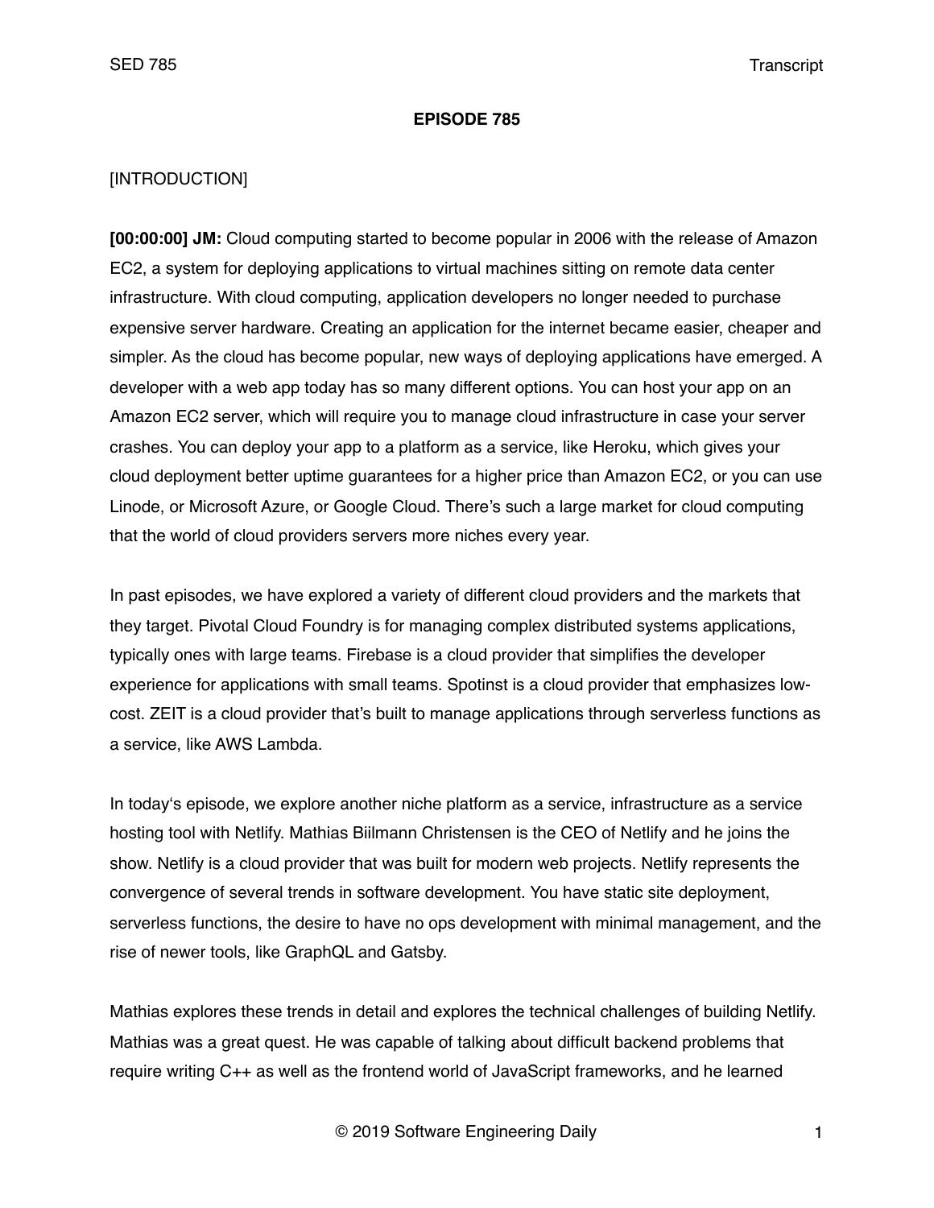**EPISODE 785**

[INTRODUCTION]

**[00:00:00] JM:** Cloud computing started to become popular in 2006 with the release of Amazon EC2, a system for deploying applications to virtual machines sitting on remote data center infrastructure. With cloud computing, application developers no longer needed to purchase expensive server hardware. Creating an application for the internet became easier, cheaper and simpler. As the cloud has become popular, new ways of deploying applications have emerged. A developer with a web app today has so many different options. You can host your app on an Amazon EC2 server, which will require you to manage cloud infrastructure in case your server crashes. You can deploy your app to a platform as a service, like Heroku, which gives your cloud deployment better uptime guarantees for a higher price than Amazon EC2, or you can use Linode, or Microsoft Azure, or Google Cloud. There's such a large market for cloud computing that the world of cloud providers servers more niches every year.

In past episodes, we have explored a variety of different cloud providers and the markets that they target. Pivotal Cloud Foundry is for managing complex distributed systems applications, typically ones with large teams. Firebase is a cloud provider that simplifies the developer experience for applications with small teams. Spotinst is a cloud provider that emphasizes low-cost. ZEIT is a cloud provider that's built to manage applications through serverless functions as a service, like AWS Lambda.

In today's episode, we explore another niche platform as a service, infrastructure as a service hosting tool with Netlify. Mathias Biilmann Christensen is the CEO of Netlify and he joins the show. Netlify is a cloud provider that was built for modern web projects. Netlify represents the convergence of several trends in software development. You have static site deployment, serverless functions, the desire to have no ops development with minimal management, and the rise of newer tools, like GraphQL and Gatsby.

Mathias explores these trends in detail and explores the technical challenges of building Netlify. Mathias was a great quest. He was capable of talking about difficult backend problems that require writing C++ as well as the frontend world of JavaScript frameworks, and he learned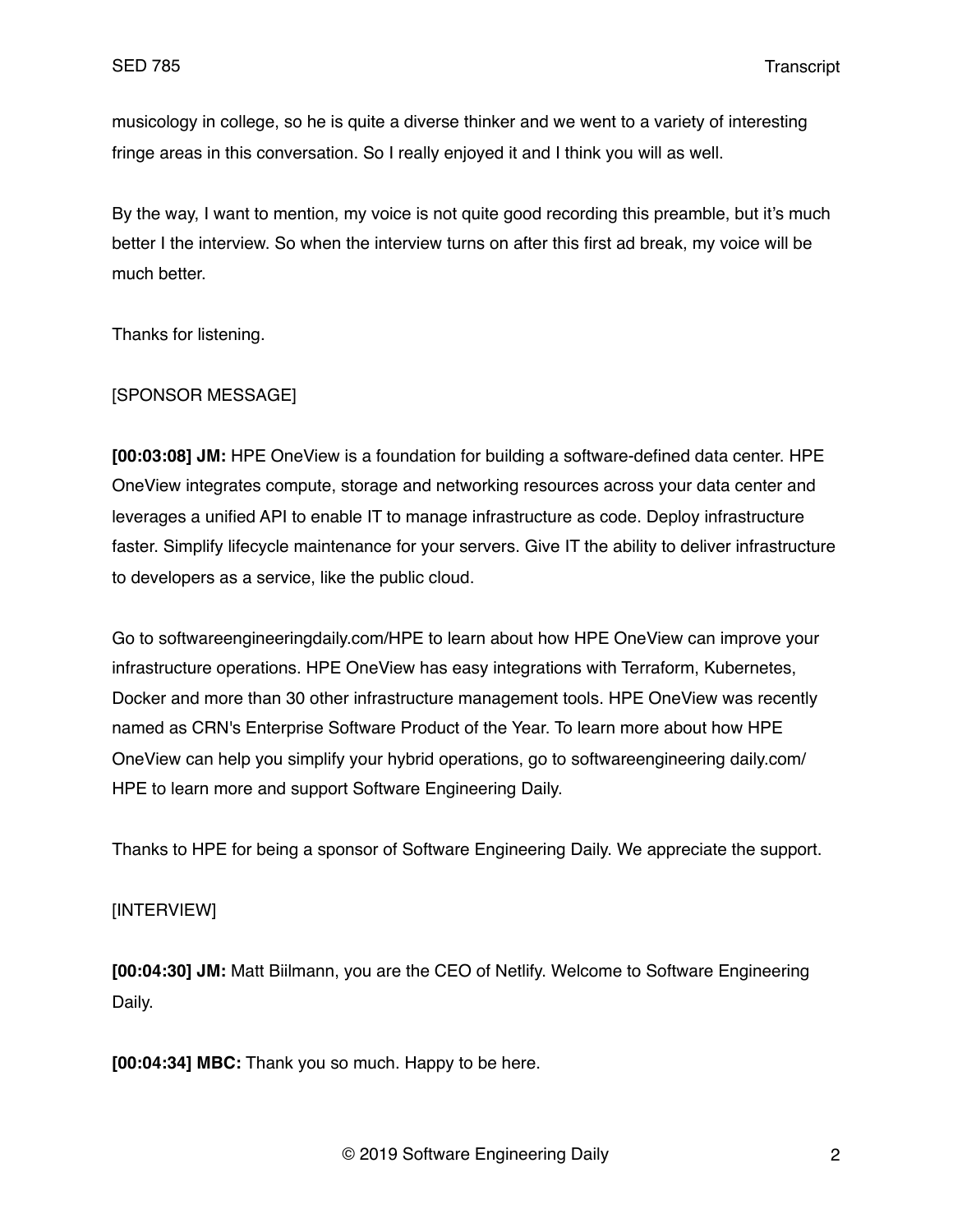musicology in college, so he is quite a diverse thinker and we went to a variety of interesting fringe areas in this conversation. So I really enjoyed it and I think you will as well.

By the way, I want to mention, my voice is not quite good recording this preamble, but it's much better I the interview. So when the interview turns on after this first ad break, my voice will be much better.

Thanks for listening.

[SPONSOR MESSAGE]

**[00:03:08] JM:** HPE OneView is a foundation for building a software-defined data center. HPE OneView integrates compute, storage and networking resources across your data center and leverages a unified API to enable IT to manage infrastructure as code. Deploy infrastructure faster. Simplify lifecycle maintenance for your servers. Give IT the ability to deliver infrastructure to developers as a service, like the public cloud.

Go to softwareengineeringdaily.com/HPE to learn about how HPE OneView can improve your infrastructure operations. HPE OneView has easy integrations with Terraform, Kubernetes, Docker and more than 30 other infrastructure management tools. HPE OneView was recently named as CRN's Enterprise Software Product of the Year. To learn more about how HPE OneView can help you simplify your hybrid operations, go to softwareengineering daily.com/ HPE to learn more and support Software Engineering Daily.

Thanks to HPE for being a sponsor of Software Engineering Daily. We appreciate the support.

[INTERVIEW]

**[00:04:30] JM:** Matt Biilmann, you are the CEO of Netlify. Welcome to Software Engineering Daily.

**[00:04:34] MBC:** Thank you so much. Happy to be here.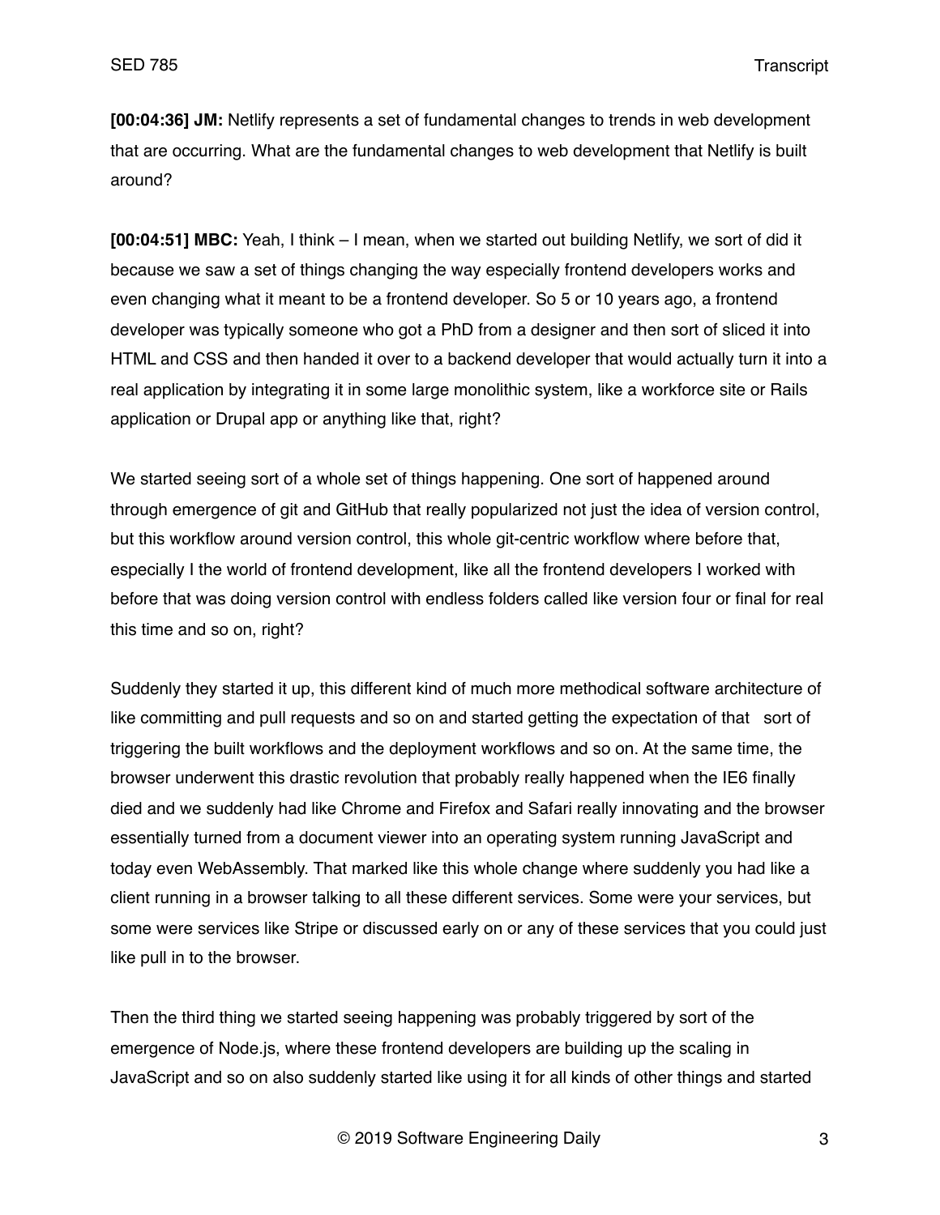**[00:04:36] JM:** Netlify represents a set of fundamental changes to trends in web development that are occurring. What are the fundamental changes to web development that Netlify is built around?

**[00:04:51] MBC:** Yeah, I think – I mean, when we started out building Netlify, we sort of did it because we saw a set of things changing the way especially frontend developers works and even changing what it meant to be a frontend developer. So 5 or 10 years ago, a frontend developer was typically someone who got a PhD from a designer and then sort of sliced it into HTML and CSS and then handed it over to a backend developer that would actually turn it into a real application by integrating it in some large monolithic system, like a workforce site or Rails application or Drupal app or anything like that, right?

We started seeing sort of a whole set of things happening. One sort of happened around through emergence of git and GitHub that really popularized not just the idea of version control, but this workflow around version control, this whole git-centric workflow where before that, especially I the world of frontend development, like all the frontend developers I worked with before that was doing version control with endless folders called like version four or final for real this time and so on, right?

Suddenly they started it up, this different kind of much more methodical software architecture of like committing and pull requests and so on and started getting the expectation of that sort of triggering the built workflows and the deployment workflows and so on. At the same time, the browser underwent this drastic revolution that probably really happened when the IE6 finally died and we suddenly had like Chrome and Firefox and Safari really innovating and the browser essentially turned from a document viewer into an operating system running JavaScript and today even WebAssembly. That marked like this whole change where suddenly you had like a client running in a browser talking to all these different services. Some were your services, but some were services like Stripe or discussed early on or any of these services that you could just like pull in to the browser.

Then the third thing we started seeing happening was probably triggered by sort of the emergence of Node.js, where these frontend developers are building up the scaling in JavaScript and so on also suddenly started like using it for all kinds of other things and started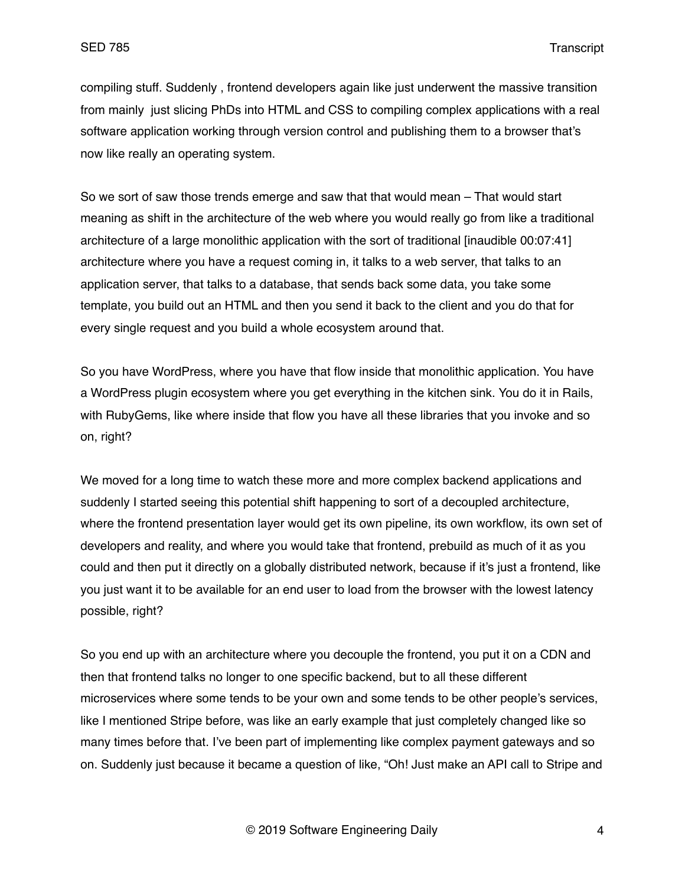compiling stuff. Suddenly , frontend developers again like just underwent the massive transition from mainly just slicing PhDs into HTML and CSS to compiling complex applications with a real software application working through version control and publishing them to a browser that's now like really an operating system.

So we sort of saw those trends emerge and saw that that would mean – That would start meaning as shift in the architecture of the web where you would really go from like a traditional architecture of a large monolithic application with the sort of traditional [inaudible 00:07:41] architecture where you have a request coming in, it talks to a web server, that talks to an application server, that talks to a database, that sends back some data, you take some template, you build out an HTML and then you send it back to the client and you do that for every single request and you build a whole ecosystem around that.

So you have WordPress, where you have that flow inside that monolithic application. You have a WordPress plugin ecosystem where you get everything in the kitchen sink. You do it in Rails, with RubyGems, like where inside that flow you have all these libraries that you invoke and so on, right?

We moved for a long time to watch these more and more complex backend applications and suddenly I started seeing this potential shift happening to sort of a decoupled architecture, where the frontend presentation layer would get its own pipeline, its own workflow, its own set of developers and reality, and where you would take that frontend, prebuild as much of it as you could and then put it directly on a globally distributed network, because if it's just a frontend, like you just want it to be available for an end user to load from the browser with the lowest latency possible, right?

So you end up with an architecture where you decouple the frontend, you put it on a CDN and then that frontend talks no longer to one specific backend, but to all these different microservices where some tends to be your own and some tends to be other people's services, like I mentioned Stripe before, was like an early example that just completely changed like so many times before that. I've been part of implementing like complex payment gateways and so on. Suddenly just because it became a question of like, "Oh! Just make an API call to Stripe and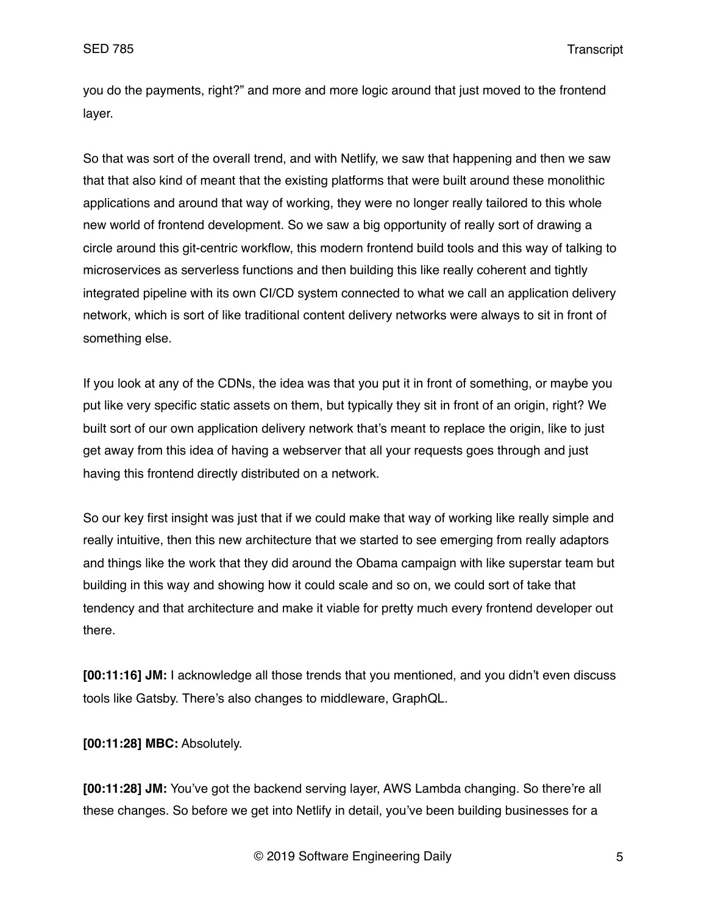you do the payments, right?" and more and more logic around that just moved to the frontend layer.

So that was sort of the overall trend, and with Netlify, we saw that happening and then we saw that that also kind of meant that the existing platforms that were built around these monolithic applications and around that way of working, they were no longer really tailored to this whole new world of frontend development. So we saw a big opportunity of really sort of drawing a circle around this git-centric workflow, this modern frontend build tools and this way of talking to microservices as serverless functions and then building this like really coherent and tightly integrated pipeline with its own CI/CD system connected to what we call an application delivery network, which is sort of like traditional content delivery networks were always to sit in front of something else.

If you look at any of the CDNs, the idea was that you put it in front of something, or maybe you put like very specific static assets on them, but typically they sit in front of an origin, right? We built sort of our own application delivery network that's meant to replace the origin, like to just get away from this idea of having a webserver that all your requests goes through and just having this frontend directly distributed on a network.

So our key first insight was just that if we could make that way of working like really simple and really intuitive, then this new architecture that we started to see emerging from really adaptors and things like the work that they did around the Obama campaign with like superstar team but building in this way and showing how it could scale and so on, we could sort of take that tendency and that architecture and make it viable for pretty much every frontend developer out there.

**[00:11:16] JM:** I acknowledge all those trends that you mentioned, and you didn't even discuss tools like Gatsby. There's also changes to middleware, GraphQL.

**[00:11:28] MBC:** Absolutely.

**[00:11:28] JM:** You've got the backend serving layer, AWS Lambda changing. So there're all these changes. So before we get into Netlify in detail, you've been building businesses for a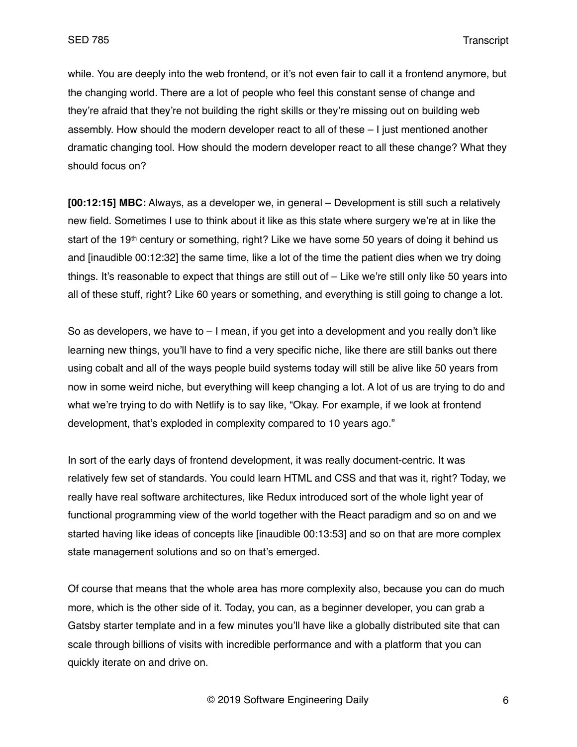while. You are deeply into the web frontend, or it's not even fair to call it a frontend anymore, but the changing world. There are a lot of people who feel this constant sense of change and they're afraid that they're not building the right skills or they're missing out on building web assembly. How should the modern developer react to all of these – I just mentioned another dramatic changing tool. How should the modern developer react to all these change? What they should focus on?

**[00:12:15] MBC:** Always, as a developer we, in general – Development is still such a relatively new field. Sometimes I use to think about it like as this state where surgery we're at in like the start of the 19th century or something, right? Like we have some 50 years of doing it behind us and [inaudible 00:12:32] the same time, like a lot of the time the patient dies when we try doing things. It's reasonable to expect that things are still out of – Like we're still only like 50 years into all of these stuff, right? Like 60 years or something, and everything is still going to change a lot.

So as developers, we have to – I mean, if you get into a development and you really don't like learning new things, you'll have to find a very specific niche, like there are still banks out there using cobalt and all of the ways people build systems today will still be alive like 50 years from now in some weird niche, but everything will keep changing a lot. A lot of us are trying to do and what we're trying to do with Netlify is to say like, "Okay. For example, if we look at frontend development, that's exploded in complexity compared to 10 years ago."

In sort of the early days of frontend development, it was really document-centric. It was relatively few set of standards. You could learn HTML and CSS and that was it, right? Today, we really have real software architectures, like Redux introduced sort of the whole light year of functional programming view of the world together with the React paradigm and so on and we started having like ideas of concepts like [inaudible 00:13:53] and so on that are more complex state management solutions and so on that's emerged.

Of course that means that the whole area has more complexity also, because you can do much more, which is the other side of it. Today, you can, as a beginner developer, you can grab a Gatsby starter template and in a few minutes you'll have like a globally distributed site that can scale through billions of visits with incredible performance and with a platform that you can quickly iterate on and drive on.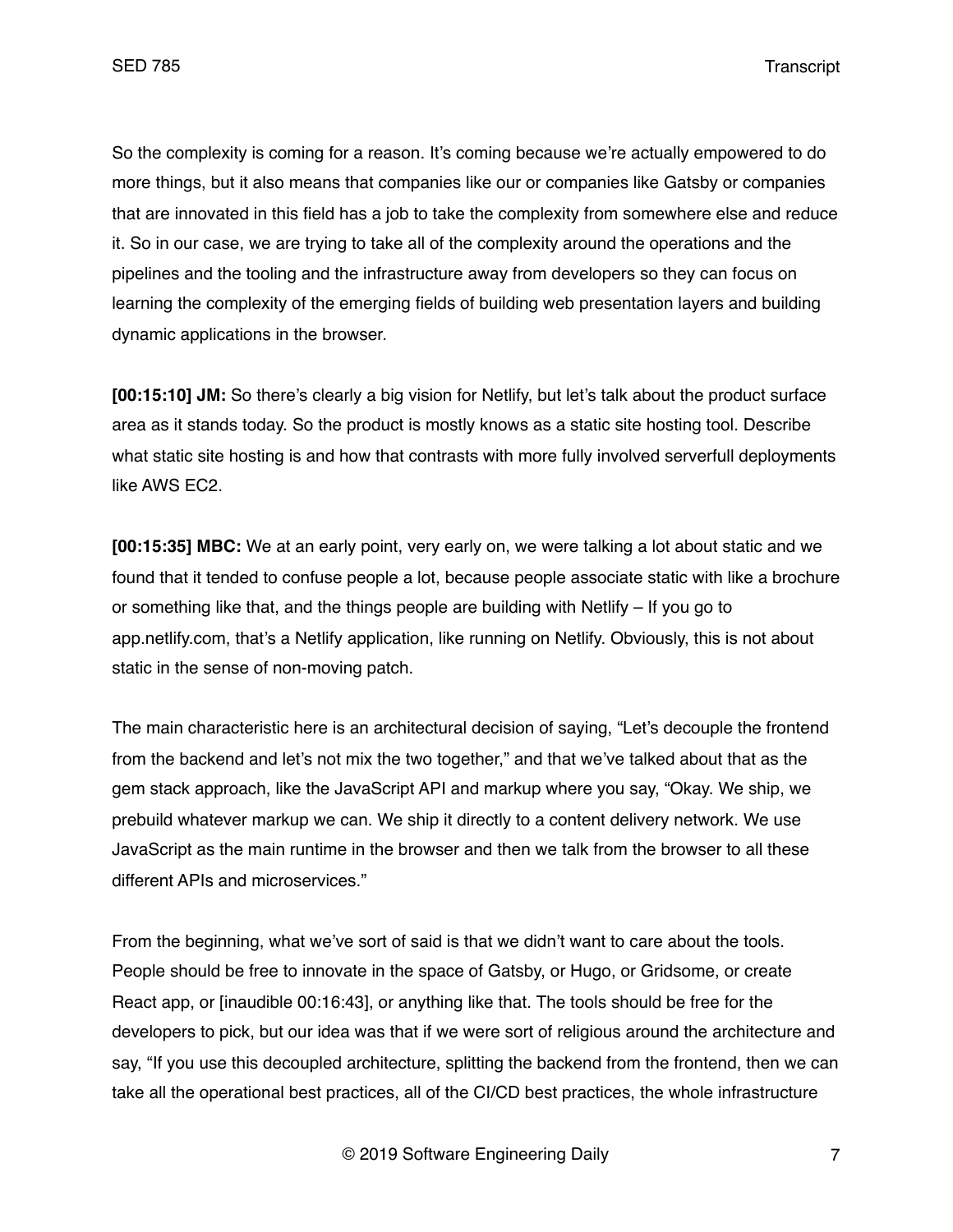So the complexity is coming for a reason. It's coming because we're actually empowered to do more things, but it also means that companies like our or companies like Gatsby or companies that are innovated in this field has a job to take the complexity from somewhere else and reduce it. So in our case, we are trying to take all of the complexity around the operations and the pipelines and the tooling and the infrastructure away from developers so they can focus on learning the complexity of the emerging fields of building web presentation layers and building dynamic applications in the browser.

**[00:15:10] JM:** So there's clearly a big vision for Netlify, but let's talk about the product surface area as it stands today. So the product is mostly knows as a static site hosting tool. Describe what static site hosting is and how that contrasts with more fully involved serverfull deployments like AWS EC2.

**[00:15:35] MBC:** We at an early point, very early on, we were talking a lot about static and we found that it tended to confuse people a lot, because people associate static with like a brochure or something like that, and the things people are building with Netlify – If you go to app.netlify.com, that's a Netlify application, like running on Netlify. Obviously, this is not about static in the sense of non-moving patch.

The main characteristic here is an architectural decision of saying, "Let's decouple the frontend from the backend and let's not mix the two together," and that we've talked about that as the gem stack approach, like the JavaScript API and markup where you say, "Okay. We ship, we prebuild whatever markup we can. We ship it directly to a content delivery network. We use JavaScript as the main runtime in the browser and then we talk from the browser to all these different APIs and microservices."

From the beginning, what we've sort of said is that we didn't want to care about the tools. People should be free to innovate in the space of Gatsby, or Hugo, or Gridsome, or create React app, or [inaudible 00:16:43], or anything like that. The tools should be free for the developers to pick, but our idea was that if we were sort of religious around the architecture and say, "If you use this decoupled architecture, splitting the backend from the frontend, then we can take all the operational best practices, all of the CI/CD best practices, the whole infrastructure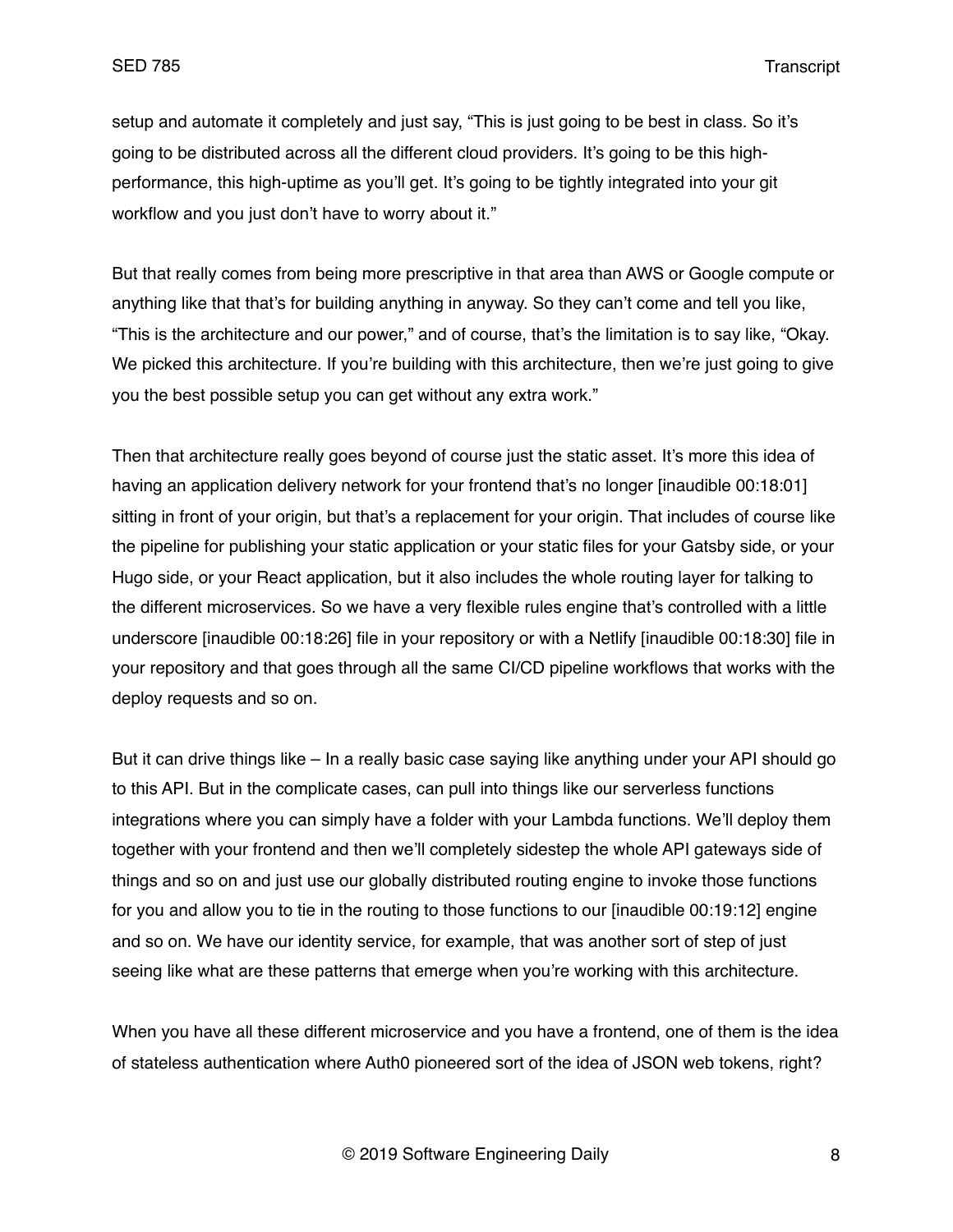setup and automate it completely and just say, "This is just going to be best in class. So it's going to be distributed across all the different cloud providers. It's going to be this high-performance, this high-uptime as you'll get. It's going to be tightly integrated into your git workflow and you just don't have to worry about it."

But that really comes from being more prescriptive in that area than AWS or Google compute or anything like that that's for building anything in anyway. So they can't come and tell you like, "This is the architecture and our power," and of course, that's the limitation is to say like, "Okay. We picked this architecture. If you're building with this architecture, then we're just going to give you the best possible setup you can get without any extra work."

Then that architecture really goes beyond of course just the static asset. It's more this idea of having an application delivery network for your frontend that's no longer [inaudible 00:18:01] sitting in front of your origin, but that's a replacement for your origin. That includes of course like the pipeline for publishing your static application or your static files for your Gatsby side, or your Hugo side, or your React application, but it also includes the whole routing layer for talking to the different microservices. So we have a very flexible rules engine that's controlled with a little underscore [inaudible 00:18:26] file in your repository or with a Netlify [inaudible 00:18:30] file in your repository and that goes through all the same CI/CD pipeline workflows that works with the deploy requests and so on.

But it can drive things like – In a really basic case saying like anything under your API should go to this API. But in the complicate cases, can pull into things like our serverless functions integrations where you can simply have a folder with your Lambda functions. We'll deploy them together with your frontend and then we'll completely sidestep the whole API gateways side of things and so on and just use our globally distributed routing engine to invoke those functions for you and allow you to tie in the routing to those functions to our [inaudible 00:19:12] engine and so on. We have our identity service, for example, that was another sort of step of just seeing like what are these patterns that emerge when you're working with this architecture.

When you have all these different microservice and you have a frontend, one of them is the idea of stateless authentication where Auth0 pioneered sort of the idea of JSON web tokens, right?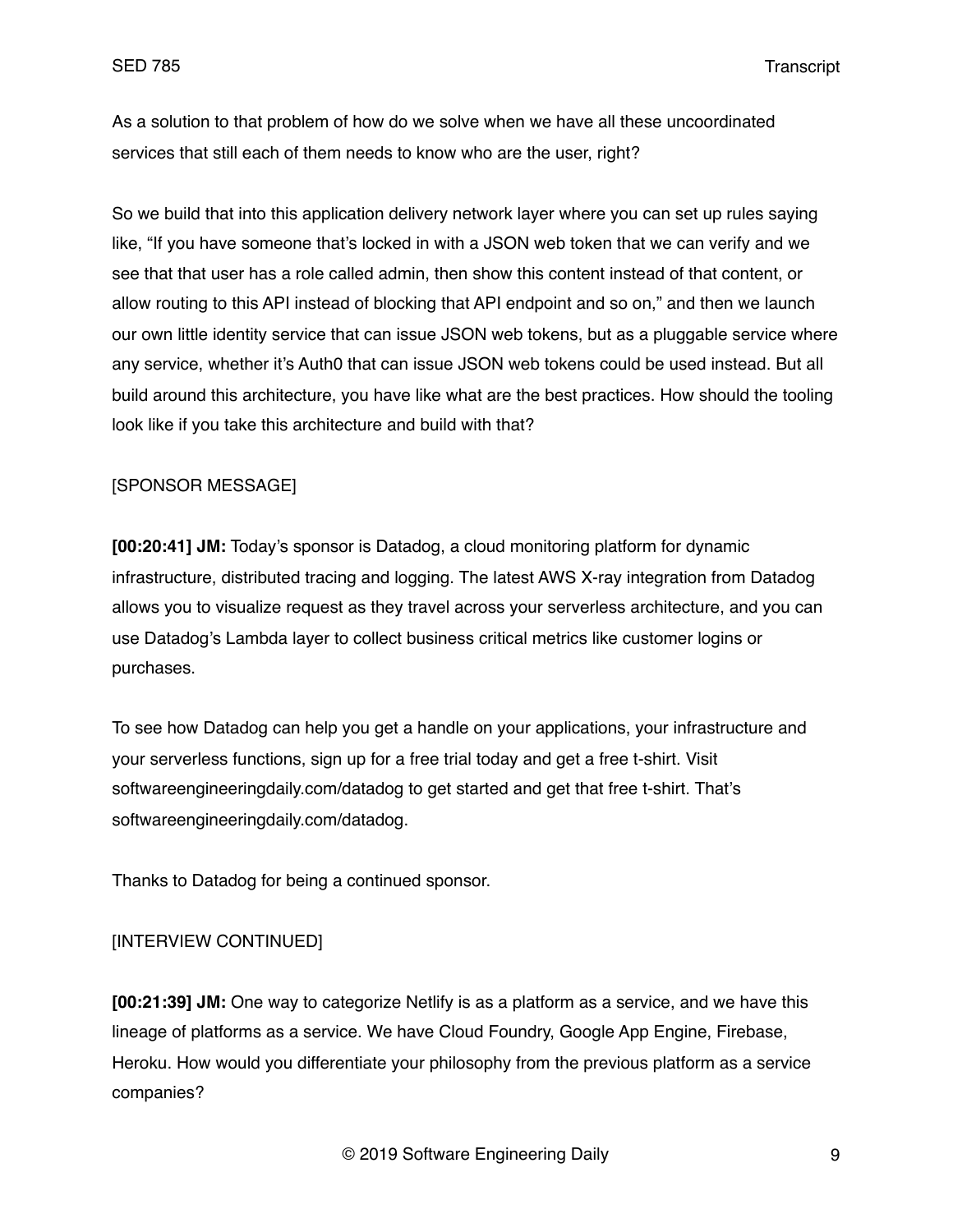As a solution to that problem of how do we solve when we have all these uncoordinated services that still each of them needs to know who are the user, right?

So we build that into this application delivery network layer where you can set up rules saying like, "If you have someone that's locked in with a JSON web token that we can verify and we see that that user has a role called admin, then show this content instead of that content, or allow routing to this API instead of blocking that API endpoint and so on," and then we launch our own little identity service that can issue JSON web tokens, but as a pluggable service where any service, whether it's Auth0 that can issue JSON web tokens could be used instead. But all build around this architecture, you have like what are the best practices. How should the tooling look like if you take this architecture and build with that?

[SPONSOR MESSAGE]

**[00:20:41] JM:** Today's sponsor is Datadog, a cloud monitoring platform for dynamic infrastructure, distributed tracing and logging. The latest AWS X-ray integration from Datadog allows you to visualize request as they travel across your serverless architecture, and you can use Datadog's Lambda layer to collect business critical metrics like customer logins or purchases.

To see how Datadog can help you get a handle on your applications, your infrastructure and your serverless functions, sign up for a free trial today and get a free t-shirt. Visit softwareengineeringdaily.com/datadog to get started and get that free t-shirt. That's softwareengineeringdaily.com/datadog.

Thanks to Datadog for being a continued sponsor.

[INTERVIEW CONTINUED]

**[00:21:39] JM:** One way to categorize Netlify is as a platform as a service, and we have this lineage of platforms as a service. We have Cloud Foundry, Google App Engine, Firebase, Heroku. How would you differentiate your philosophy from the previous platform as a service companies?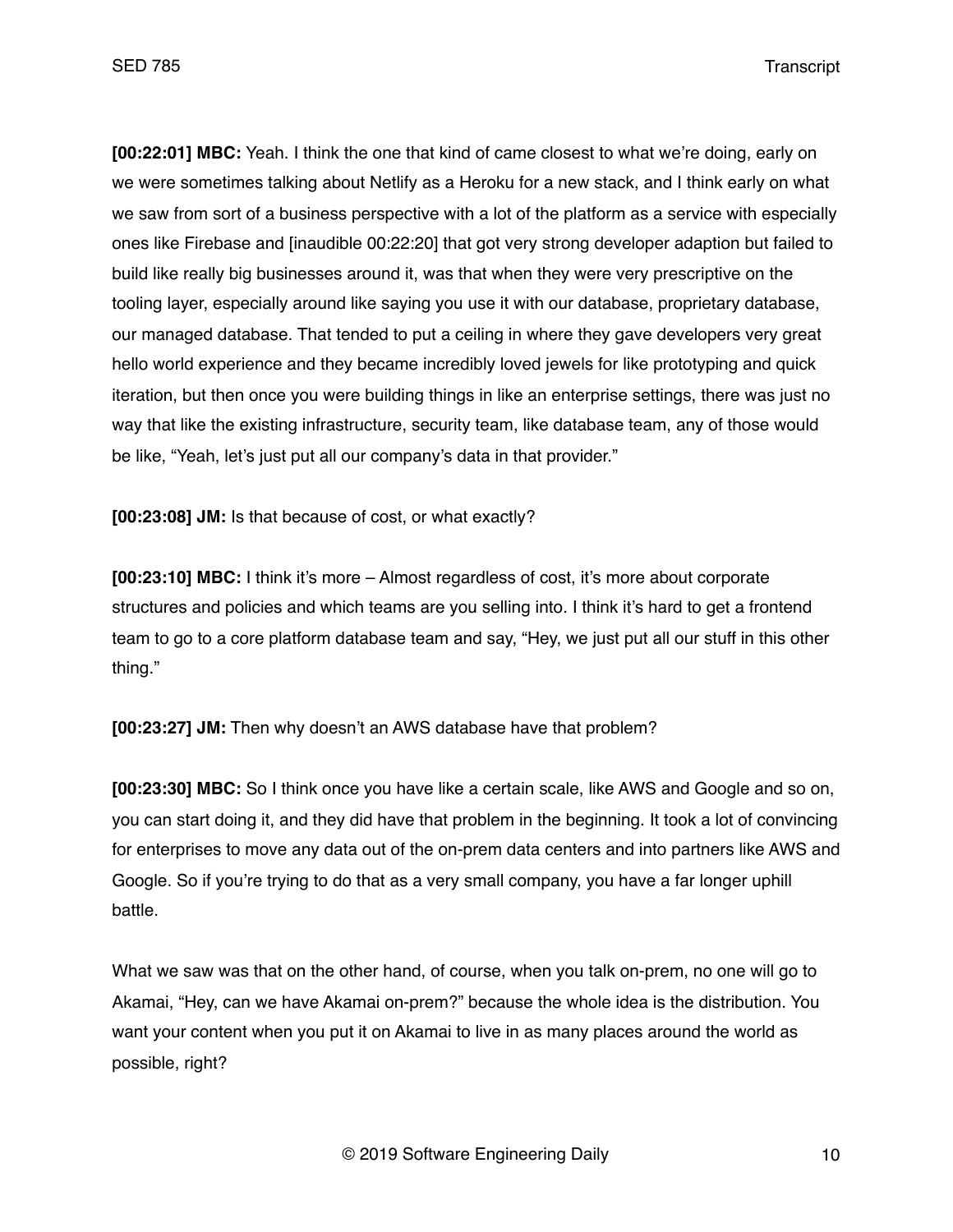**[00:22:01] MBC:** Yeah. I think the one that kind of came closest to what we're doing, early on we were sometimes talking about Netlify as a Heroku for a new stack, and I think early on what we saw from sort of a business perspective with a lot of the platform as a service with especially ones like Firebase and [inaudible 00:22:20] that got very strong developer adaption but failed to build like really big businesses around it, was that when they were very prescriptive on the tooling layer, especially around like saying you use it with our database, proprietary database, our managed database. That tended to put a ceiling in where they gave developers very great hello world experience and they became incredibly loved jewels for like prototyping and quick iteration, but then once you were building things in like an enterprise settings, there was just no way that like the existing infrastructure, security team, like database team, any of those would be like, "Yeah, let's just put all our company's data in that provider."

**[00:23:08] JM:** Is that because of cost, or what exactly?

**[00:23:10] MBC:** I think it's more – Almost regardless of cost, it's more about corporate structures and policies and which teams are you selling into. I think it's hard to get a frontend team to go to a core platform database team and say, "Hey, we just put all our stuff in this other thing."

**[00:23:27] JM:** Then why doesn't an AWS database have that problem?

**[00:23:30] MBC:** So I think once you have like a certain scale, like AWS and Google and so on, you can start doing it, and they did have that problem in the beginning. It took a lot of convincing for enterprises to move any data out of the on-prem data centers and into partners like AWS and Google. So if you're trying to do that as a very small company, you have a far longer uphill battle.

What we saw was that on the other hand, of course, when you talk on-prem, no one will go to Akamai, "Hey, can we have Akamai on-prem?" because the whole idea is the distribution. You want your content when you put it on Akamai to live in as many places around the world as possible, right?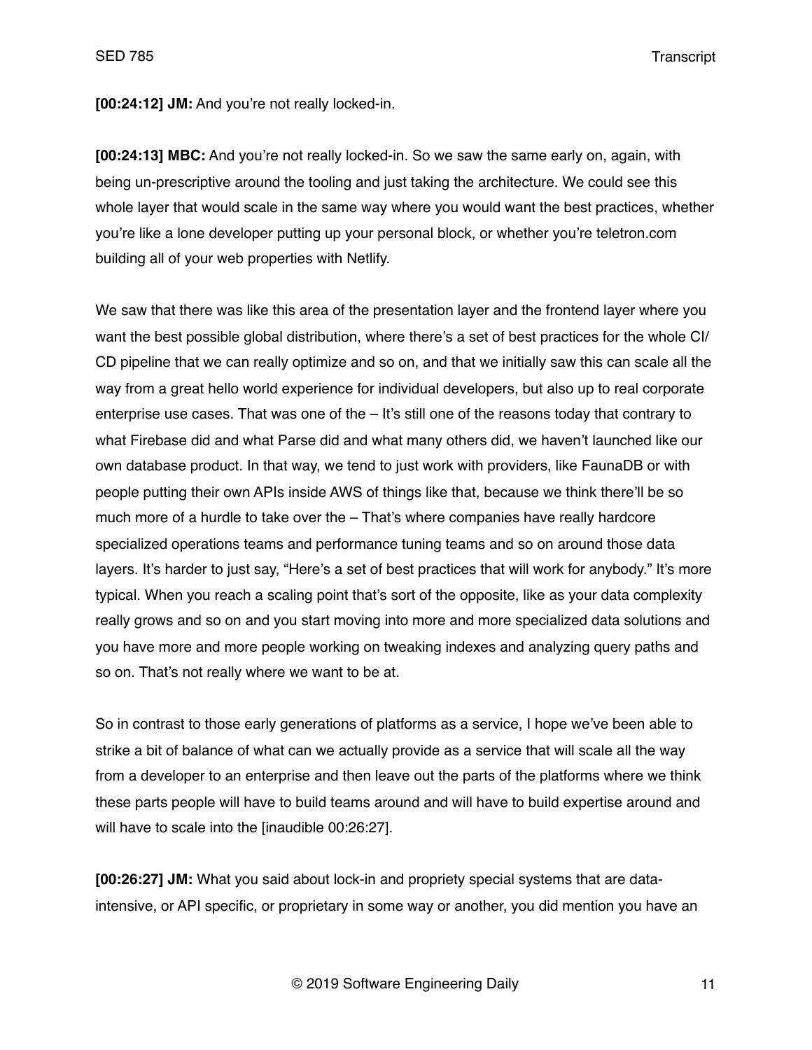**[00:24:12] JM:** And you're not really locked-in.

**[00:24:13] MBC:** And you're not really locked-in. So we saw the same early on, again, with being un-prescriptive around the tooling and just taking the architecture. We could see this whole layer that would scale in the same way where you would want the best practices, whether you're like a lone developer putting up your personal block, or whether you're teletron.com building all of your web properties with Netlify.

We saw that there was like this area of the presentation layer and the frontend layer where you want the best possible global distribution, where there's a set of best practices for the whole CI/CD pipeline that we can really optimize and so on, and that we initially saw this can scale all the way from a great hello world experience for individual developers, but also up to real corporate enterprise use cases. That was one of the – It's still one of the reasons today that contrary to what Firebase did and what Parse did and what many others did, we haven't launched like our own database product. In that way, we tend to just work with providers, like FaunaDB or with people putting their own APIs inside AWS of things like that, because we think there'll be so much more of a hurdle to take over the – That's where companies have really hardcore specialized operations teams and performance tuning teams and so on around those data layers. It's harder to just say, "Here's a set of best practices that will work for anybody." It's more typical. When you reach a scaling point that's sort of the opposite, like as your data complexity really grows and so on and you start moving into more and more specialized data solutions and you have more and more people working on tweaking indexes and analyzing query paths and so on. That's not really where we want to be at.

So in contrast to those early generations of platforms as a service, I hope we've been able to strike a bit of balance of what can we actually provide as a service that will scale all the way from a developer to an enterprise and then leave out the parts of the platforms where we think these parts people will have to build teams around and will have to build expertise around and will have to scale into the [inaudible 00:26:27].

**[00:26:27] JM:** What you said about lock-in and propriety special systems that are data-intensive, or API specific, or proprietary in some way or another, you did mention you have an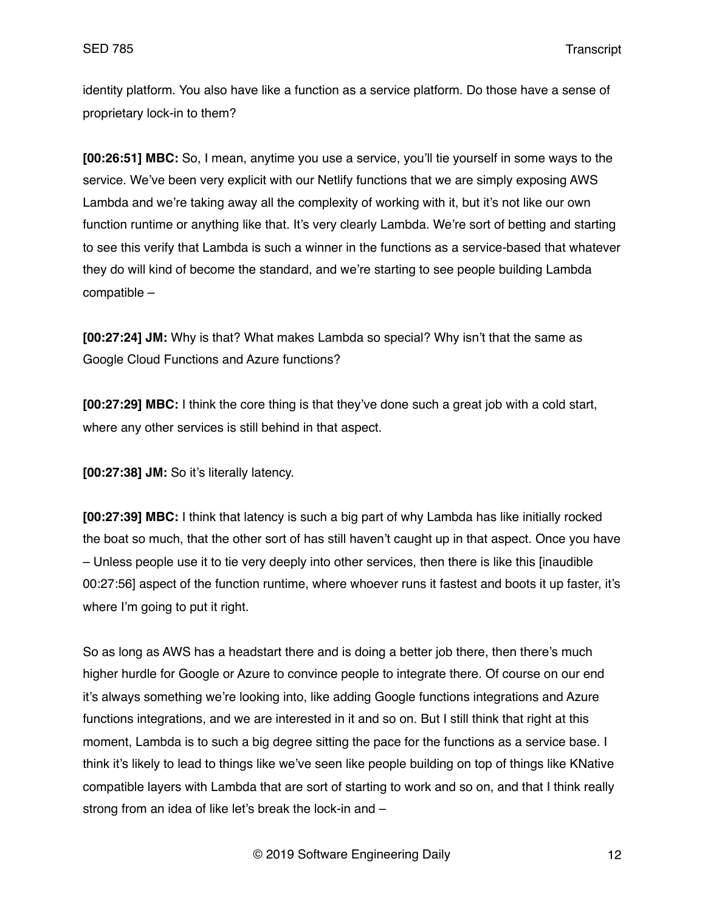identity platform. You also have like a function as a service platform. Do those have a sense of proprietary lock-in to them?

**[00:26:51] MBC:** So, I mean, anytime you use a service, you'll tie yourself in some ways to the service. We've been very explicit with our Netlify functions that we are simply exposing AWS Lambda and we're taking away all the complexity of working with it, but it's not like our own function runtime or anything like that. It's very clearly Lambda. We're sort of betting and starting to see this verify that Lambda is such a winner in the functions as a service-based that whatever they do will kind of become the standard, and we're starting to see people building Lambda compatible –

**[00:27:24] JM:** Why is that? What makes Lambda so special? Why isn't that the same as Google Cloud Functions and Azure functions?

**[00:27:29] MBC:** I think the core thing is that they've done such a great job with a cold start, where any other services is still behind in that aspect.

**[00:27:38] JM:** So it's literally latency.

**[00:27:39] MBC:** I think that latency is such a big part of why Lambda has like initially rocked the boat so much, that the other sort of has still haven't caught up in that aspect. Once you have – Unless people use it to tie very deeply into other services, then there is like this [inaudible 00:27:56] aspect of the function runtime, where whoever runs it fastest and boots it up faster, it's where I'm going to put it right.

So as long as AWS has a headstart there and is doing a better job there, then there's much higher hurdle for Google or Azure to convince people to integrate there. Of course on our end it's always something we're looking into, like adding Google functions integrations and Azure functions integrations, and we are interested in it and so on. But I still think that right at this moment, Lambda is to such a big degree sitting the pace for the functions as a service base. I think it's likely to lead to things like we've seen like people building on top of things like KNative compatible layers with Lambda that are sort of starting to work and so on, and that I think really strong from an idea of like let's break the lock-in and –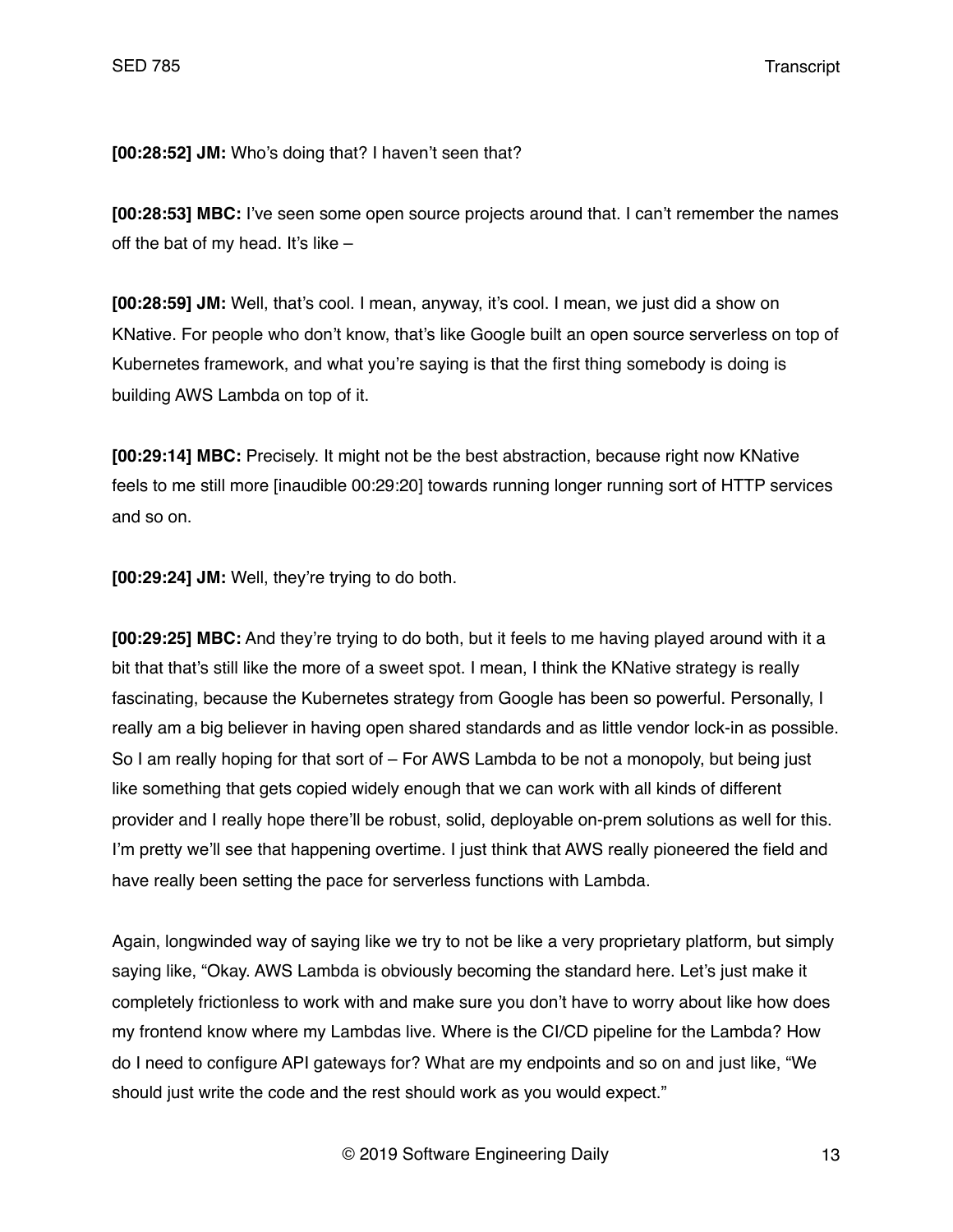**[00:28:52] JM:** Who's doing that? I haven't seen that?

**[00:28:53] MBC:** I've seen some open source projects around that. I can't remember the names off the bat of my head. It's like –

**[00:28:59] JM:** Well, that's cool. I mean, anyway, it's cool. I mean, we just did a show on KNative. For people who don't know, that's like Google built an open source serverless on top of Kubernetes framework, and what you're saying is that the first thing somebody is doing is building AWS Lambda on top of it.

**[00:29:14] MBC:** Precisely. It might not be the best abstraction, because right now KNative feels to me still more [inaudible 00:29:20] towards running longer running sort of HTTP services and so on.

**[00:29:24] JM:** Well, they're trying to do both.

**[00:29:25] MBC:** And they're trying to do both, but it feels to me having played around with it a bit that that's still like the more of a sweet spot. I mean, I think the KNative strategy is really fascinating, because the Kubernetes strategy from Google has been so powerful. Personally, I really am a big believer in having open shared standards and as little vendor lock-in as possible. So I am really hoping for that sort of – For AWS Lambda to be not a monopoly, but being just like something that gets copied widely enough that we can work with all kinds of different provider and I really hope there'll be robust, solid, deployable on-prem solutions as well for this. I'm pretty we'll see that happening overtime. I just think that AWS really pioneered the field and have really been setting the pace for serverless functions with Lambda.

Again, longwinded way of saying like we try to not be like a very proprietary platform, but simply saying like, "Okay. AWS Lambda is obviously becoming the standard here. Let's just make it completely frictionless to work with and make sure you don't have to worry about like how does my frontend know where my Lambdas live. Where is the CI/CD pipeline for the Lambda? How do I need to configure API gateways for? What are my endpoints and so on and just like, "We should just write the code and the rest should work as you would expect."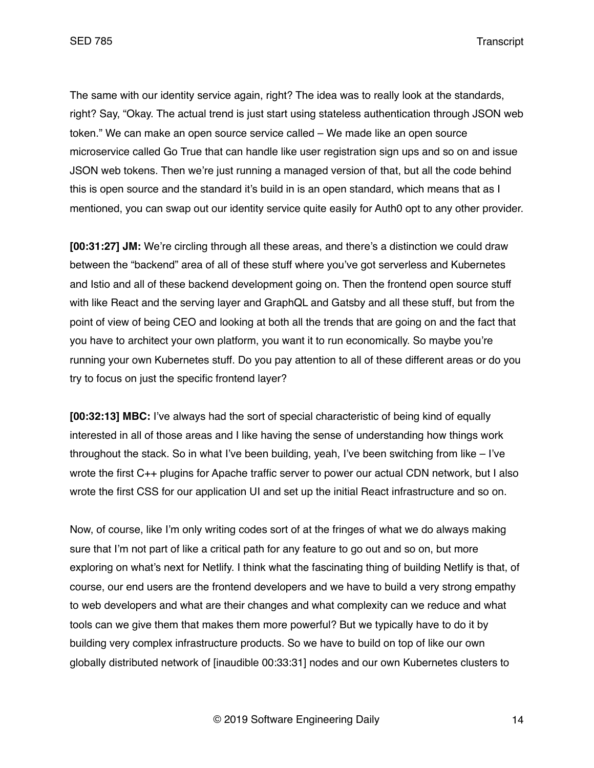The same with our identity service again, right? The idea was to really look at the standards, right? Say, "Okay. The actual trend is just start using stateless authentication through JSON web token." We can make an open source service called – We made like an open source microservice called Go True that can handle like user registration sign ups and so on and issue JSON web tokens. Then we're just running a managed version of that, but all the code behind this is open source and the standard it's build in is an open standard, which means that as I mentioned, you can swap out our identity service quite easily for Auth0 opt to any other provider.

**[00:31:27] JM:** We're circling through all these areas, and there's a distinction we could draw between the "backend" area of all of these stuff where you've got serverless and Kubernetes and Istio and all of these backend development going on. Then the frontend open source stuff with like React and the serving layer and GraphQL and Gatsby and all these stuff, but from the point of view of being CEO and looking at both all the trends that are going on and the fact that you have to architect your own platform, you want it to run economically. So maybe you're running your own Kubernetes stuff. Do you pay attention to all of these different areas or do you try to focus on just the specific frontend layer?

**[00:32:13] MBC:** I've always had the sort of special characteristic of being kind of equally interested in all of those areas and I like having the sense of understanding how things work throughout the stack. So in what I've been building, yeah, I've been switching from like – I've wrote the first C++ plugins for Apache traffic server to power our actual CDN network, but I also wrote the first CSS for our application UI and set up the initial React infrastructure and so on.

Now, of course, like I'm only writing codes sort of at the fringes of what we do always making sure that I'm not part of like a critical path for any feature to go out and so on, but more exploring on what's next for Netlify. I think what the fascinating thing of building Netlify is that, of course, our end users are the frontend developers and we have to build a very strong empathy to web developers and what are their changes and what complexity can we reduce and what tools can we give them that makes them more powerful? But we typically have to do it by building very complex infrastructure products. So we have to build on top of like our own globally distributed network of [inaudible 00:33:31] nodes and our own Kubernetes clusters to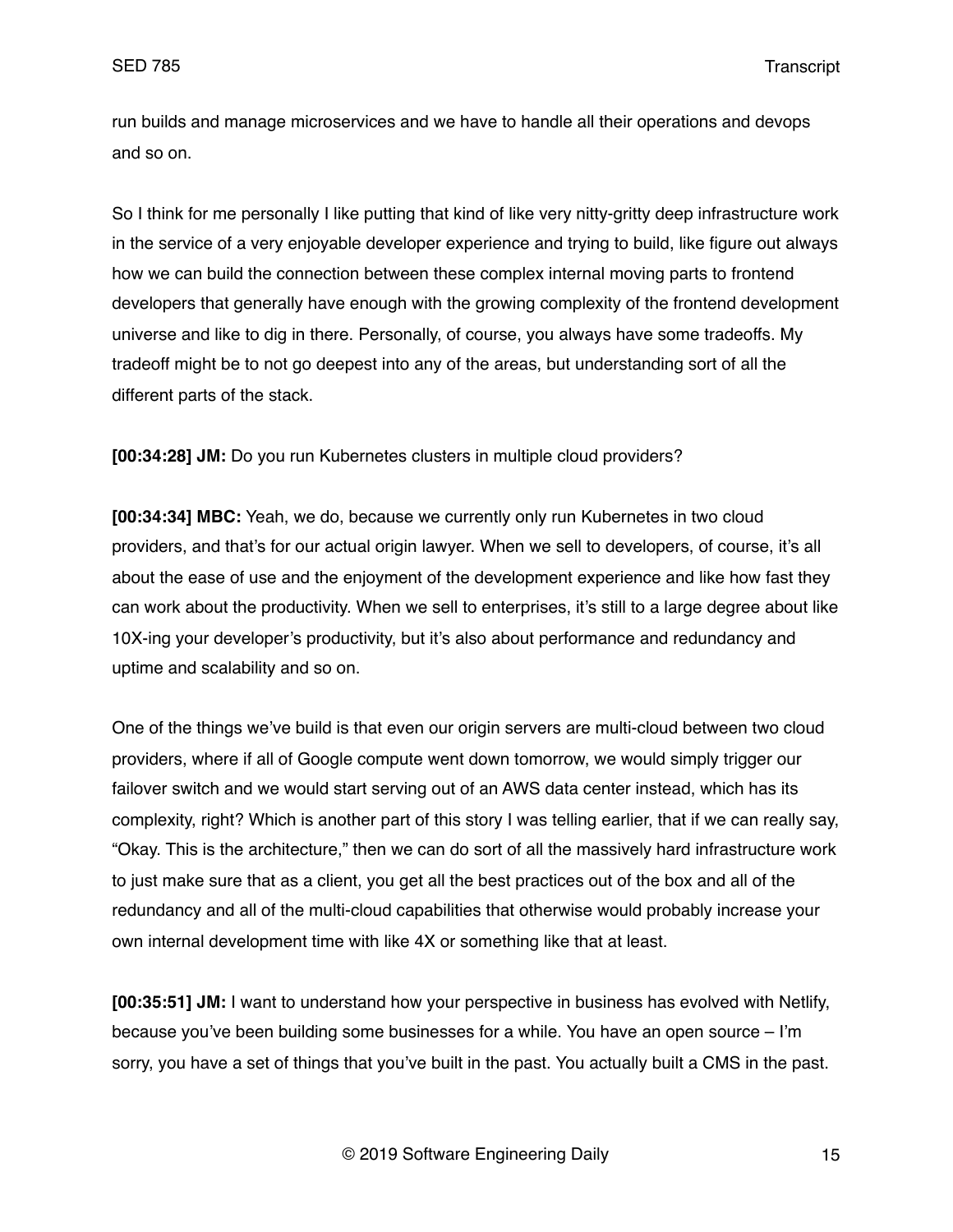run builds and manage microservices and we have to handle all their operations and devops and so on.

So I think for me personally I like putting that kind of like very nitty-gritty deep infrastructure work in the service of a very enjoyable developer experience and trying to build, like figure out always how we can build the connection between these complex internal moving parts to frontend developers that generally have enough with the growing complexity of the frontend development universe and like to dig in there. Personally, of course, you always have some tradeoffs. My tradeoff might be to not go deepest into any of the areas, but understanding sort of all the different parts of the stack.

**[00:34:28] JM:** Do you run Kubernetes clusters in multiple cloud providers?

**[00:34:34] MBC:** Yeah, we do, because we currently only run Kubernetes in two cloud providers, and that's for our actual origin lawyer. When we sell to developers, of course, it's all about the ease of use and the enjoyment of the development experience and like how fast they can work about the productivity. When we sell to enterprises, it's still to a large degree about like 10X-ing your developer's productivity, but it's also about performance and redundancy and uptime and scalability and so on.

One of the things we've build is that even our origin servers are multi-cloud between two cloud providers, where if all of Google compute went down tomorrow, we would simply trigger our failover switch and we would start serving out of an AWS data center instead, which has its complexity, right? Which is another part of this story I was telling earlier, that if we can really say, "Okay. This is the architecture," then we can do sort of all the massively hard infrastructure work to just make sure that as a client, you get all the best practices out of the box and all of the redundancy and all of the multi-cloud capabilities that otherwise would probably increase your own internal development time with like 4X or something like that at least.

**[00:35:51] JM:** I want to understand how your perspective in business has evolved with Netlify, because you've been building some businesses for a while. You have an open source – I'm sorry, you have a set of things that you've built in the past. You actually built a CMS in the past.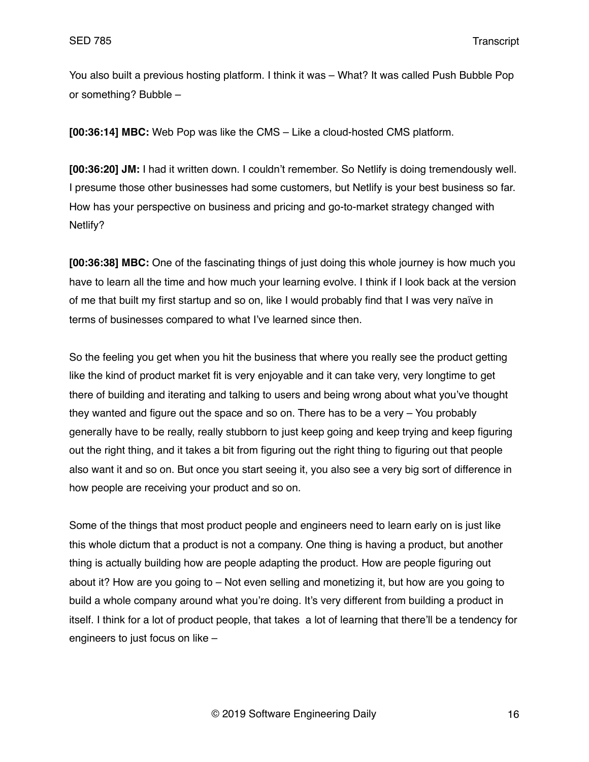You also built a previous hosting platform. I think it was – What? It was called Push Bubble Pop or something? Bubble –

**[00:36:14] MBC:** Web Pop was like the CMS – Like a cloud-hosted CMS platform.

**[00:36:20] JM:** I had it written down. I couldn't remember. So Netlify is doing tremendously well. I presume those other businesses had some customers, but Netlify is your best business so far. How has your perspective on business and pricing and go-to-market strategy changed with Netlify?

**[00:36:38] MBC:** One of the fascinating things of just doing this whole journey is how much you have to learn all the time and how much your learning evolve. I think if I look back at the version of me that built my first startup and so on, like I would probably find that I was very naïve in terms of businesses compared to what I've learned since then.

So the feeling you get when you hit the business that where you really see the product getting like the kind of product market fit is very enjoyable and it can take very, very longtime to get there of building and iterating and talking to users and being wrong about what you've thought they wanted and figure out the space and so on. There has to be a very – You probably generally have to be really, really stubborn to just keep going and keep trying and keep figuring out the right thing, and it takes a bit from figuring out the right thing to figuring out that people also want it and so on. But once you start seeing it, you also see a very big sort of difference in how people are receiving your product and so on.

Some of the things that most product people and engineers need to learn early on is just like this whole dictum that a product is not a company. One thing is having a product, but another thing is actually building how are people adapting the product. How are people figuring out about it? How are you going to – Not even selling and monetizing it, but how are you going to build a whole company around what you're doing. It's very different from building a product in itself. I think for a lot of product people, that takes a lot of learning that there'll be a tendency for engineers to just focus on like –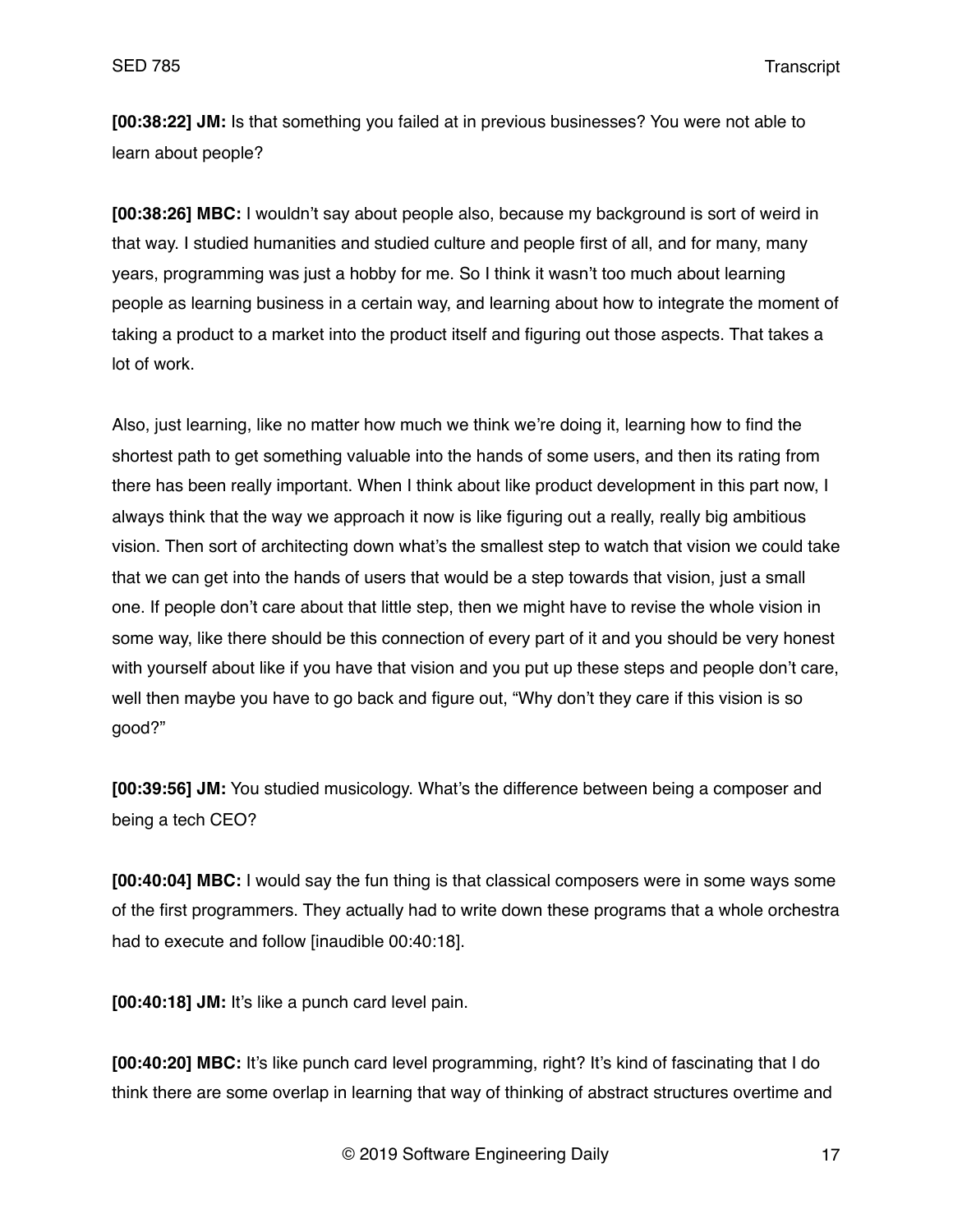**[00:38:22] JM:** Is that something you failed at in previous businesses? You were not able to learn about people?

**[00:38:26] MBC:** I wouldn't say about people also, because my background is sort of weird in that way. I studied humanities and studied culture and people first of all, and for many, many years, programming was just a hobby for me. So I think it wasn't too much about learning people as learning business in a certain way, and learning about how to integrate the moment of taking a product to a market into the product itself and figuring out those aspects. That takes a lot of work.

Also, just learning, like no matter how much we think we're doing it, learning how to find the shortest path to get something valuable into the hands of some users, and then its rating from there has been really important. When I think about like product development in this part now, I always think that the way we approach it now is like figuring out a really, really big ambitious vision. Then sort of architecting down what's the smallest step to watch that vision we could take that we can get into the hands of users that would be a step towards that vision, just a small one. If people don't care about that little step, then we might have to revise the whole vision in some way, like there should be this connection of every part of it and you should be very honest with yourself about like if you have that vision and you put up these steps and people don't care, well then maybe you have to go back and figure out, "Why don't they care if this vision is so good?"

**[00:39:56] JM:** You studied musicology. What's the difference between being a composer and being a tech CEO?

**[00:40:04] MBC:** I would say the fun thing is that classical composers were in some ways some of the first programmers. They actually had to write down these programs that a whole orchestra had to execute and follow [inaudible 00:40:18].

**[00:40:18] JM:** It's like a punch card level pain.

**[00:40:20] MBC:** It's like punch card level programming, right? It's kind of fascinating that I do think there are some overlap in learning that way of thinking of abstract structures overtime and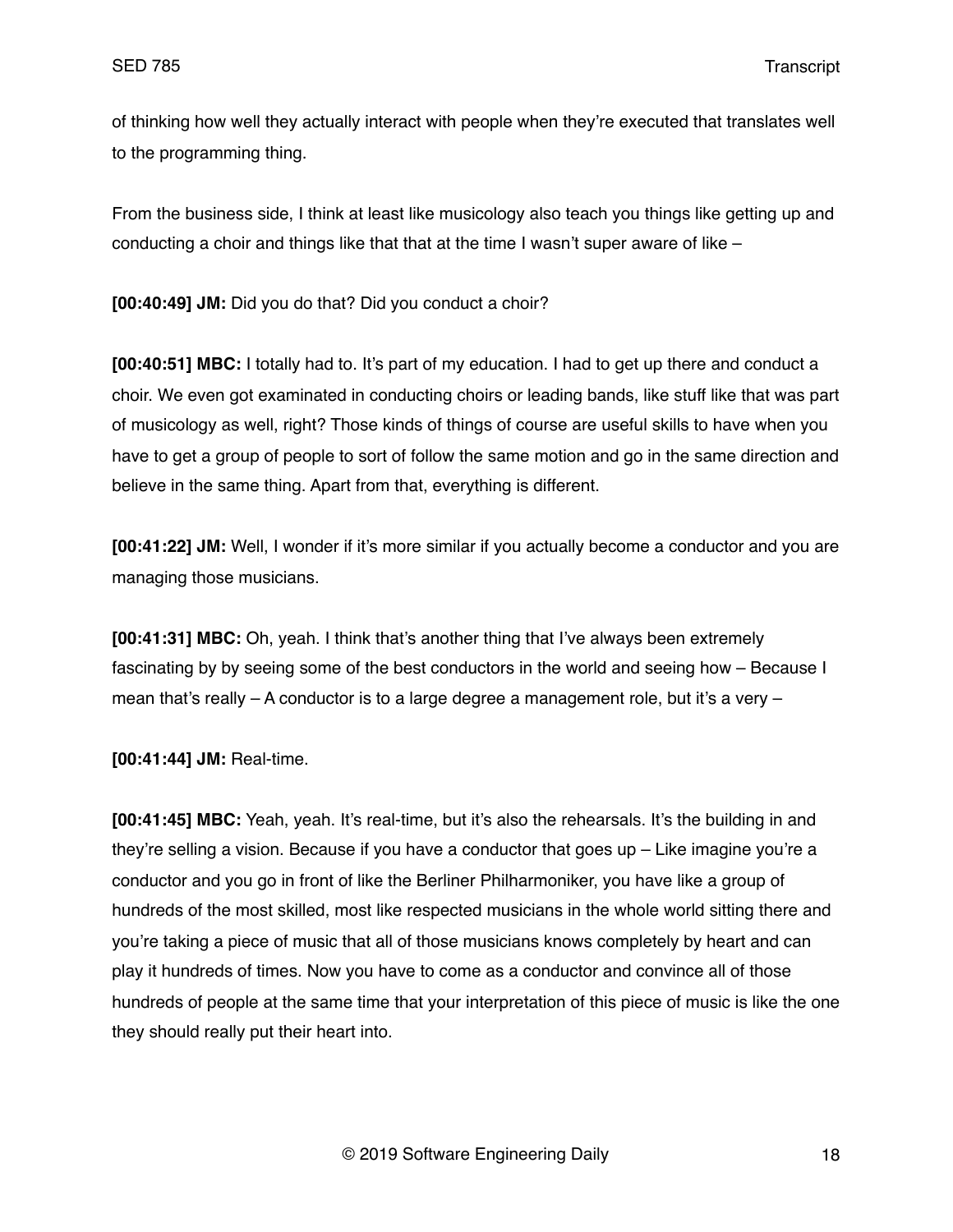of thinking how well they actually interact with people when they're executed that translates well to the programming thing.

From the business side, I think at least like musicology also teach you things like getting up and conducting a choir and things like that that at the time I wasn't super aware of like –

**[00:40:49] JM:** Did you do that? Did you conduct a choir?

**[00:40:51] MBC:** I totally had to. It's part of my education. I had to get up there and conduct a choir. We even got examinated in conducting choirs or leading bands, like stuff like that was part of musicology as well, right? Those kinds of things of course are useful skills to have when you have to get a group of people to sort of follow the same motion and go in the same direction and believe in the same thing. Apart from that, everything is different.

**[00:41:22] JM:** Well, I wonder if it's more similar if you actually become a conductor and you are managing those musicians.

**[00:41:31] MBC:** Oh, yeah. I think that's another thing that I've always been extremely fascinating by by seeing some of the best conductors in the world and seeing how – Because I mean that's really – A conductor is to a large degree a management role, but it's a very –

**[00:41:44] JM:** Real-time.

**[00:41:45] MBC:** Yeah, yeah. It's real-time, but it's also the rehearsals. It's the building in and they're selling a vision. Because if you have a conductor that goes up – Like imagine you're a conductor and you go in front of like the Berliner Philharmoniker, you have like a group of hundreds of the most skilled, most like respected musicians in the whole world sitting there and you're taking a piece of music that all of those musicians knows completely by heart and can play it hundreds of times. Now you have to come as a conductor and convince all of those hundreds of people at the same time that your interpretation of this piece of music is like the one they should really put their heart into.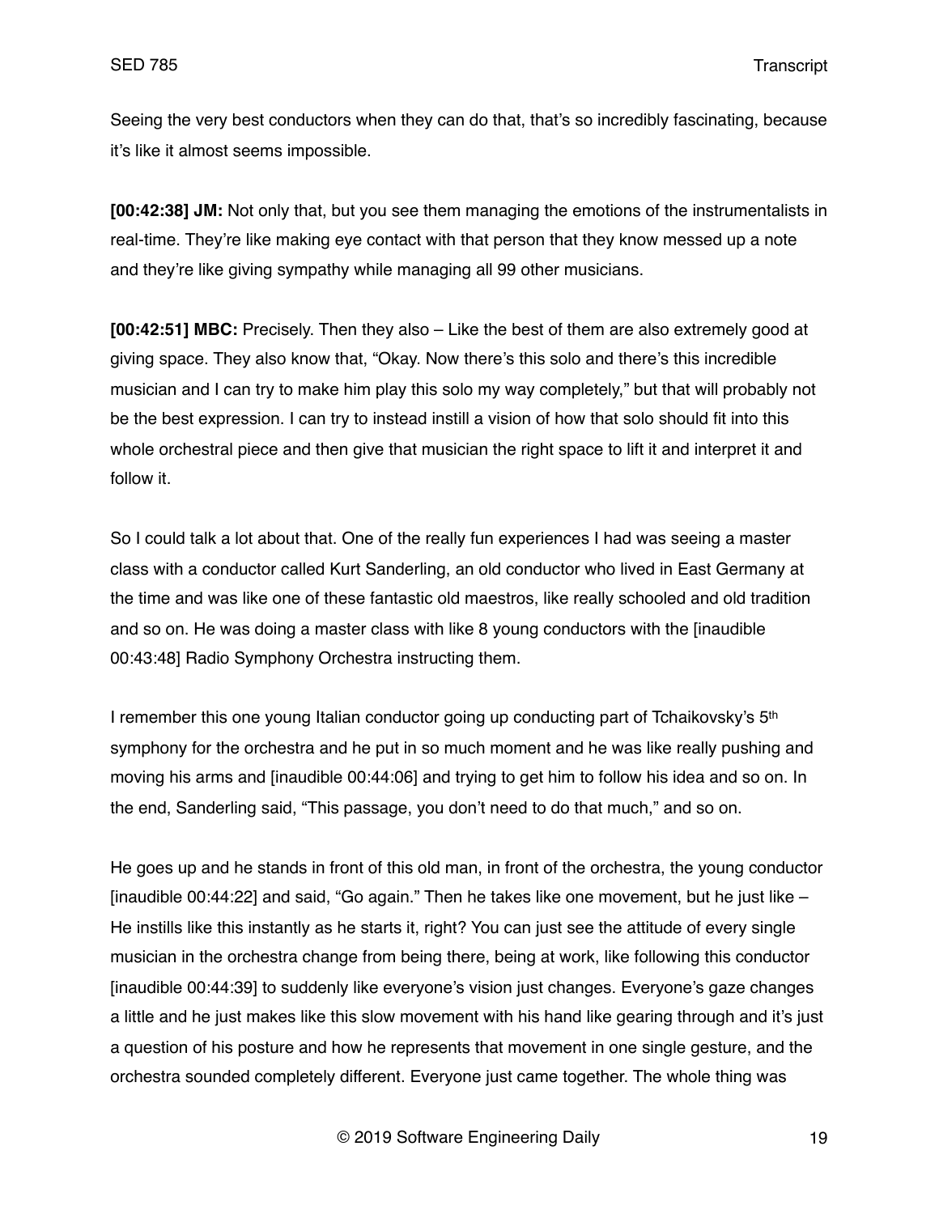Seeing the very best conductors when they can do that, that's so incredibly fascinating, because it's like it almost seems impossible.

**[00:42:38] JM:** Not only that, but you see them managing the emotions of the instrumentalists in real-time. They're like making eye contact with that person that they know messed up a note and they're like giving sympathy while managing all 99 other musicians.

**[00:42:51] MBC:** Precisely. Then they also – Like the best of them are also extremely good at giving space. They also know that, "Okay. Now there's this solo and there's this incredible musician and I can try to make him play this solo my way completely," but that will probably not be the best expression. I can try to instead instill a vision of how that solo should fit into this whole orchestral piece and then give that musician the right space to lift it and interpret it and follow it.

So I could talk a lot about that. One of the really fun experiences I had was seeing a master class with a conductor called Kurt Sanderling, an old conductor who lived in East Germany at the time and was like one of these fantastic old maestros, like really schooled and old tradition and so on. He was doing a master class with like 8 young conductors with the [inaudible 00:43:48] Radio Symphony Orchestra instructing them.

I remember this one young Italian conductor going up conducting part of Tchaikovsky's 5th symphony for the orchestra and he put in so much moment and he was like really pushing and moving his arms and [inaudible 00:44:06] and trying to get him to follow his idea and so on. In the end, Sanderling said, "This passage, you don't need to do that much," and so on.

He goes up and he stands in front of this old man, in front of the orchestra, the young conductor [inaudible 00:44:22] and said, "Go again." Then he takes like one movement, but he just like – He instills like this instantly as he starts it, right? You can just see the attitude of every single musician in the orchestra change from being there, being at work, like following this conductor [inaudible 00:44:39] to suddenly like everyone's vision just changes. Everyone's gaze changes a little and he just makes like this slow movement with his hand like gearing through and it's just a question of his posture and how he represents that movement in one single gesture, and the orchestra sounded completely different. Everyone just came together. The whole thing was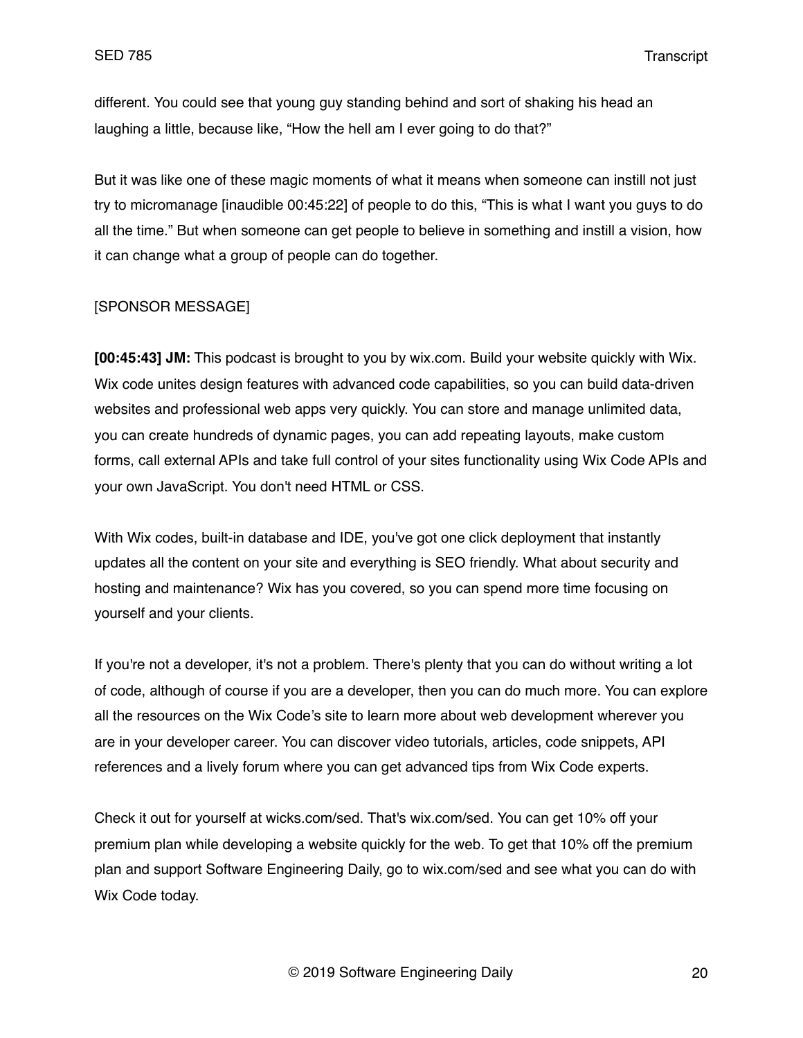different. You could see that young guy standing behind and sort of shaking his head an laughing a little, because like, "How the hell am I ever going to do that?"

But it was like one of these magic moments of what it means when someone can instill not just try to micromanage [inaudible 00:45:22] of people to do this, "This is what I want you guys to do all the time." But when someone can get people to believe in something and instill a vision, how it can change what a group of people can do together.

[SPONSOR MESSAGE]

**[00:45:43] JM:** This podcast is brought to you by wix.com. Build your website quickly with Wix. Wix code unites design features with advanced code capabilities, so you can build data-driven websites and professional web apps very quickly. You can store and manage unlimited data, you can create hundreds of dynamic pages, you can add repeating layouts, make custom forms, call external APIs and take full control of your sites functionality using Wix Code APIs and your own JavaScript. You don't need HTML or CSS.

With Wix codes, built-in database and IDE, you've got one click deployment that instantly updates all the content on your site and everything is SEO friendly. What about security and hosting and maintenance? Wix has you covered, so you can spend more time focusing on yourself and your clients.

If you're not a developer, it's not a problem. There's plenty that you can do without writing a lot of code, although of course if you are a developer, then you can do much more. You can explore all the resources on the Wix Code's site to learn more about web development wherever you are in your developer career. You can discover video tutorials, articles, code snippets, API references and a lively forum where you can get advanced tips from Wix Code experts.

Check it out for yourself at wicks.com/sed. That's wix.com/sed. You can get 10% off your premium plan while developing a website quickly for the web. To get that 10% off the premium plan and support Software Engineering Daily, go to wix.com/sed and see what you can do with Wix Code today.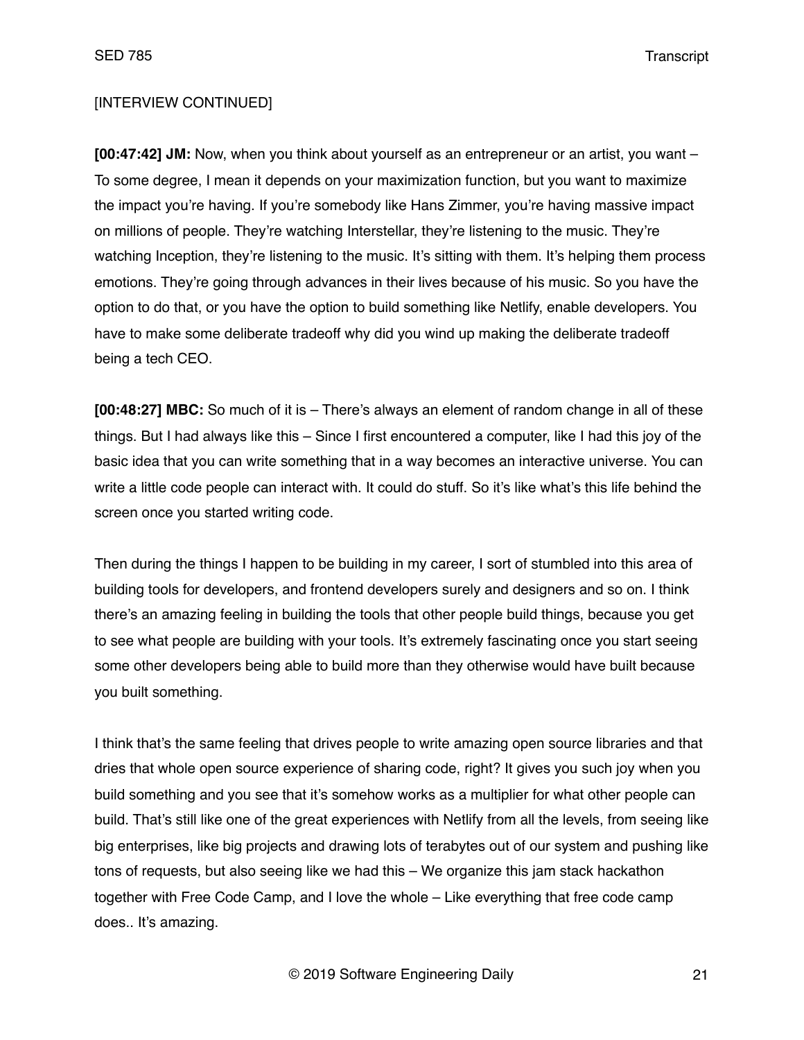[INTERVIEW CONTINUED]

**[00:47:42] JM:** Now, when you think about yourself as an entrepreneur or an artist, you want – To some degree, I mean it depends on your maximization function, but you want to maximize the impact you're having. If you're somebody like Hans Zimmer, you're having massive impact on millions of people. They're watching Interstellar, they're listening to the music. They're watching Inception, they're listening to the music. It's sitting with them. It's helping them process emotions. They're going through advances in their lives because of his music. So you have the option to do that, or you have the option to build something like Netlify, enable developers. You have to make some deliberate tradeoff why did you wind up making the deliberate tradeoff being a tech CEO.

**[00:48:27] MBC:** So much of it is – There's always an element of random change in all of these things. But I had always like this – Since I first encountered a computer, like I had this joy of the basic idea that you can write something that in a way becomes an interactive universe. You can write a little code people can interact with. It could do stuff. So it's like what's this life behind the screen once you started writing code.

Then during the things I happen to be building in my career, I sort of stumbled into this area of building tools for developers, and frontend developers surely and designers and so on. I think there's an amazing feeling in building the tools that other people build things, because you get to see what people are building with your tools. It's extremely fascinating once you start seeing some other developers being able to build more than they otherwise would have built because you built something.

I think that's the same feeling that drives people to write amazing open source libraries and that dries that whole open source experience of sharing code, right? It gives you such joy when you build something and you see that it's somehow works as a multiplier for what other people can build. That's still like one of the great experiences with Netlify from all the levels, from seeing like big enterprises, like big projects and drawing lots of terabytes out of our system and pushing like tons of requests, but also seeing like we had this – We organize this jam stack hackathon together with Free Code Camp, and I love the whole – Like everything that free code camp does.. It's amazing.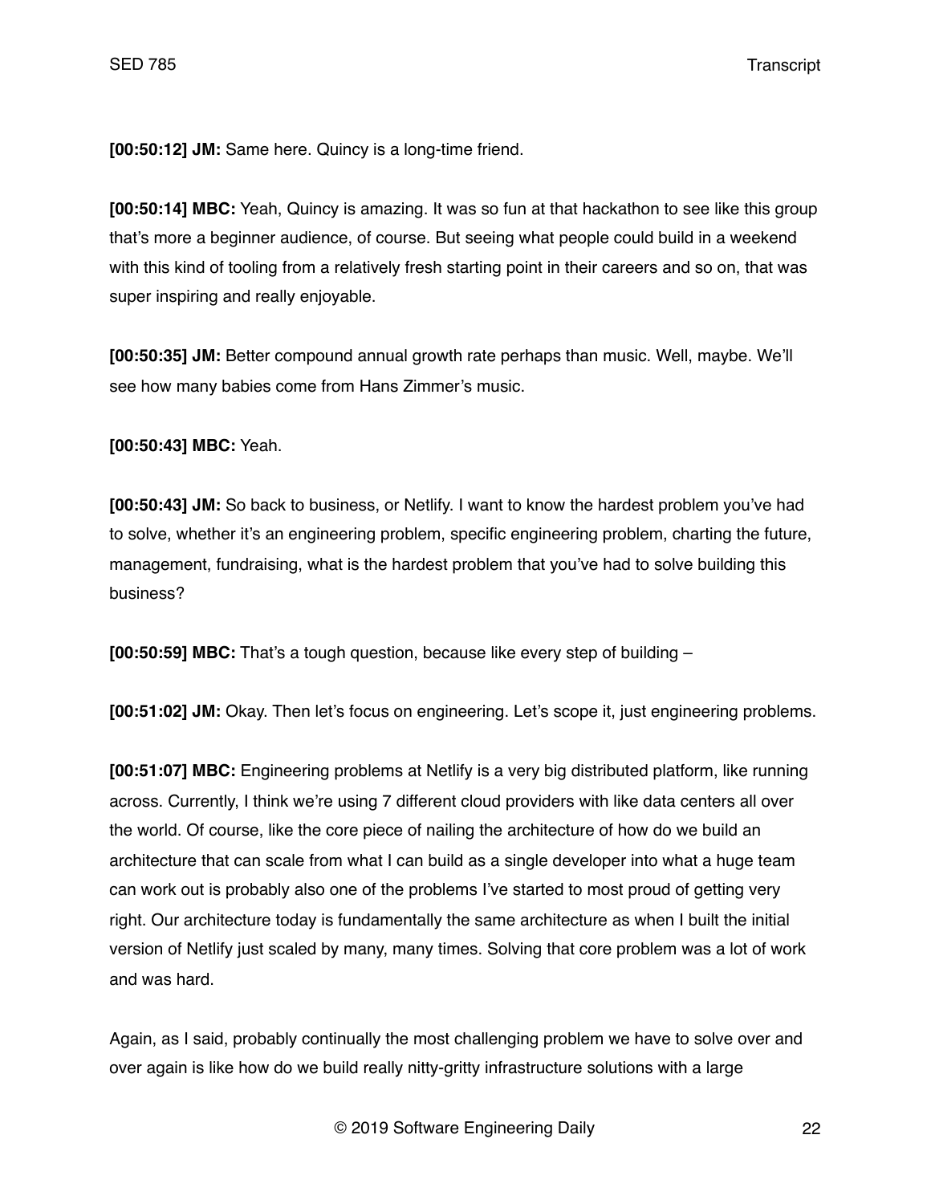**[00:50:12] JM:** Same here. Quincy is a long-time friend.

**[00:50:14] MBC:** Yeah, Quincy is amazing. It was so fun at that hackathon to see like this group that's more a beginner audience, of course. But seeing what people could build in a weekend with this kind of tooling from a relatively fresh starting point in their careers and so on, that was super inspiring and really enjoyable.

**[00:50:35] JM:** Better compound annual growth rate perhaps than music. Well, maybe. We'll see how many babies come from Hans Zimmer's music.

**[00:50:43] MBC:** Yeah.

**[00:50:43] JM:** So back to business, or Netlify. I want to know the hardest problem you've had to solve, whether it's an engineering problem, specific engineering problem, charting the future, management, fundraising, what is the hardest problem that you've had to solve building this business?

**[00:50:59] MBC:** That's a tough question, because like every step of building –

**[00:51:02] JM:** Okay. Then let's focus on engineering. Let's scope it, just engineering problems.

**[00:51:07] MBC:** Engineering problems at Netlify is a very big distributed platform, like running across. Currently, I think we're using 7 different cloud providers with like data centers all over the world. Of course, like the core piece of nailing the architecture of how do we build an architecture that can scale from what I can build as a single developer into what a huge team can work out is probably also one of the problems I've started to most proud of getting very right. Our architecture today is fundamentally the same architecture as when I built the initial version of Netlify just scaled by many, many times. Solving that core problem was a lot of work and was hard.

Again, as I said, probably continually the most challenging problem we have to solve over and over again is like how do we build really nitty-gritty infrastructure solutions with a large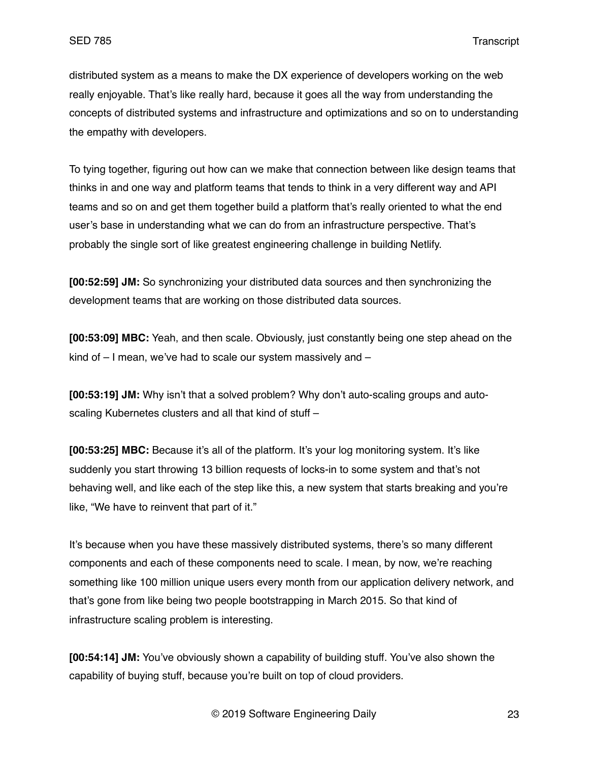distributed system as a means to make the DX experience of developers working on the web really enjoyable. That's like really hard, because it goes all the way from understanding the concepts of distributed systems and infrastructure and optimizations and so on to understanding the empathy with developers.

To tying together, figuring out how can we make that connection between like design teams that thinks in and one way and platform teams that tends to think in a very different way and API teams and so on and get them together build a platform that's really oriented to what the end user's base in understanding what we can do from an infrastructure perspective. That's probably the single sort of like greatest engineering challenge in building Netlify.

**[00:52:59] JM:** So synchronizing your distributed data sources and then synchronizing the development teams that are working on those distributed data sources.

**[00:53:09] MBC:** Yeah, and then scale. Obviously, just constantly being one step ahead on the kind of – I mean, we've had to scale our system massively and –

**[00:53:19] JM:** Why isn't that a solved problem? Why don't auto-scaling groups and auto-scaling Kubernetes clusters and all that kind of stuff –

**[00:53:25] MBC:** Because it's all of the platform. It's your log monitoring system. It's like suddenly you start throwing 13 billion requests of locks-in to some system and that's not behaving well, and like each of the step like this, a new system that starts breaking and you're like, "We have to reinvent that part of it."

It's because when you have these massively distributed systems, there's so many different components and each of these components need to scale. I mean, by now, we're reaching something like 100 million unique users every month from our application delivery network, and that's gone from like being two people bootstrapping in March 2015. So that kind of infrastructure scaling problem is interesting.

**[00:54:14] JM:** You've obviously shown a capability of building stuff. You've also shown the capability of buying stuff, because you're built on top of cloud providers.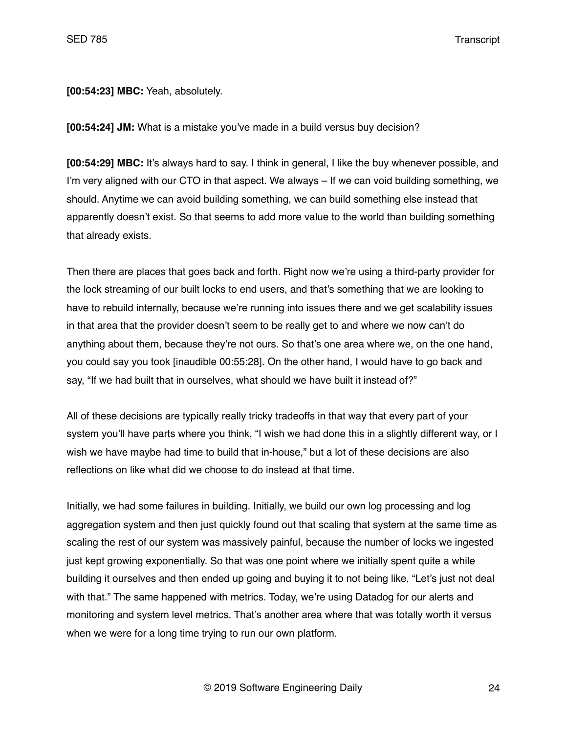**[00:54:23] MBC:** Yeah, absolutely.

**[00:54:24] JM:** What is a mistake you've made in a build versus buy decision?

**[00:54:29] MBC:** It's always hard to say. I think in general, I like the buy whenever possible, and I'm very aligned with our CTO in that aspect. We always – If we can void building something, we should. Anytime we can avoid building something, we can build something else instead that apparently doesn't exist. So that seems to add more value to the world than building something that already exists.

Then there are places that goes back and forth. Right now we're using a third-party provider for the lock streaming of our built locks to end users, and that's something that we are looking to have to rebuild internally, because we're running into issues there and we get scalability issues in that area that the provider doesn't seem to be really get to and where we now can't do anything about them, because they're not ours. So that's one area where we, on the one hand, you could say you took [inaudible 00:55:28]. On the other hand, I would have to go back and say, "If we had built that in ourselves, what should we have built it instead of?"

All of these decisions are typically really tricky tradeoffs in that way that every part of your system you'll have parts where you think, "I wish we had done this in a slightly different way, or I wish we have maybe had time to build that in-house," but a lot of these decisions are also reflections on like what did we choose to do instead at that time.

Initially, we had some failures in building. Initially, we build our own log processing and log aggregation system and then just quickly found out that scaling that system at the same time as scaling the rest of our system was massively painful, because the number of locks we ingested just kept growing exponentially. So that was one point where we initially spent quite a while building it ourselves and then ended up going and buying it to not being like, "Let's just not deal with that." The same happened with metrics. Today, we're using Datadog for our alerts and monitoring and system level metrics. That's another area where that was totally worth it versus when we were for a long time trying to run our own platform.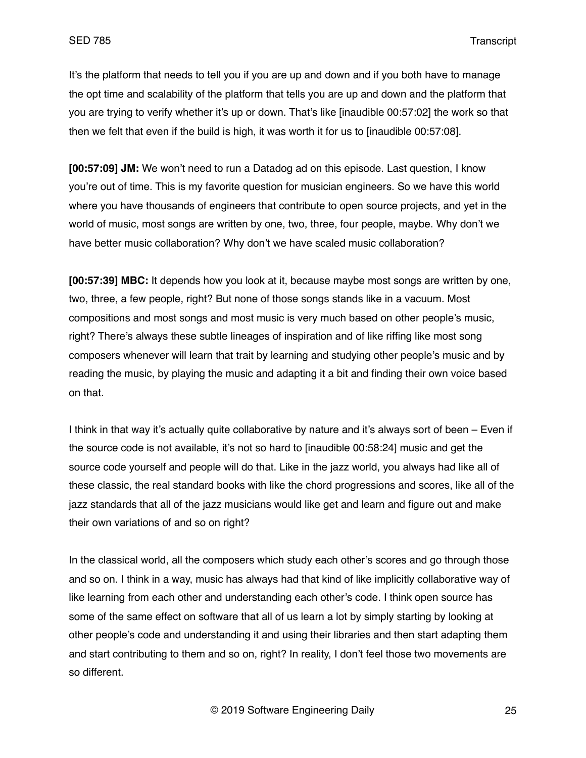It's the platform that needs to tell you if you are up and down and if you both have to manage the opt time and scalability of the platform that tells you are up and down and the platform that you are trying to verify whether it's up or down. That's like [inaudible 00:57:02] the work so that then we felt that even if the build is high, it was worth it for us to [inaudible 00:57:08].

**[00:57:09] JM:** We won't need to run a Datadog ad on this episode. Last question, I know you're out of time. This is my favorite question for musician engineers. So we have this world where you have thousands of engineers that contribute to open source projects, and yet in the world of music, most songs are written by one, two, three, four people, maybe. Why don't we have better music collaboration? Why don't we have scaled music collaboration?

**[00:57:39] MBC:** It depends how you look at it, because maybe most songs are written by one, two, three, a few people, right? But none of those songs stands like in a vacuum. Most compositions and most songs and most music is very much based on other people's music, right? There's always these subtle lineages of inspiration and of like riffing like most song composers whenever will learn that trait by learning and studying other people's music and by reading the music, by playing the music and adapting it a bit and finding their own voice based on that.

I think in that way it's actually quite collaborative by nature and it's always sort of been – Even if the source code is not available, it's not so hard to [inaudible 00:58:24] music and get the source code yourself and people will do that. Like in the jazz world, you always had like all of these classic, the real standard books with like the chord progressions and scores, like all of the jazz standards that all of the jazz musicians would like get and learn and figure out and make their own variations of and so on right?

In the classical world, all the composers which study each other's scores and go through those and so on. I think in a way, music has always had that kind of like implicitly collaborative way of like learning from each other and understanding each other's code. I think open source has some of the same effect on software that all of us learn a lot by simply starting by looking at other people's code and understanding it and using their libraries and then start adapting them and start contributing to them and so on, right? In reality, I don't feel those two movements are so different.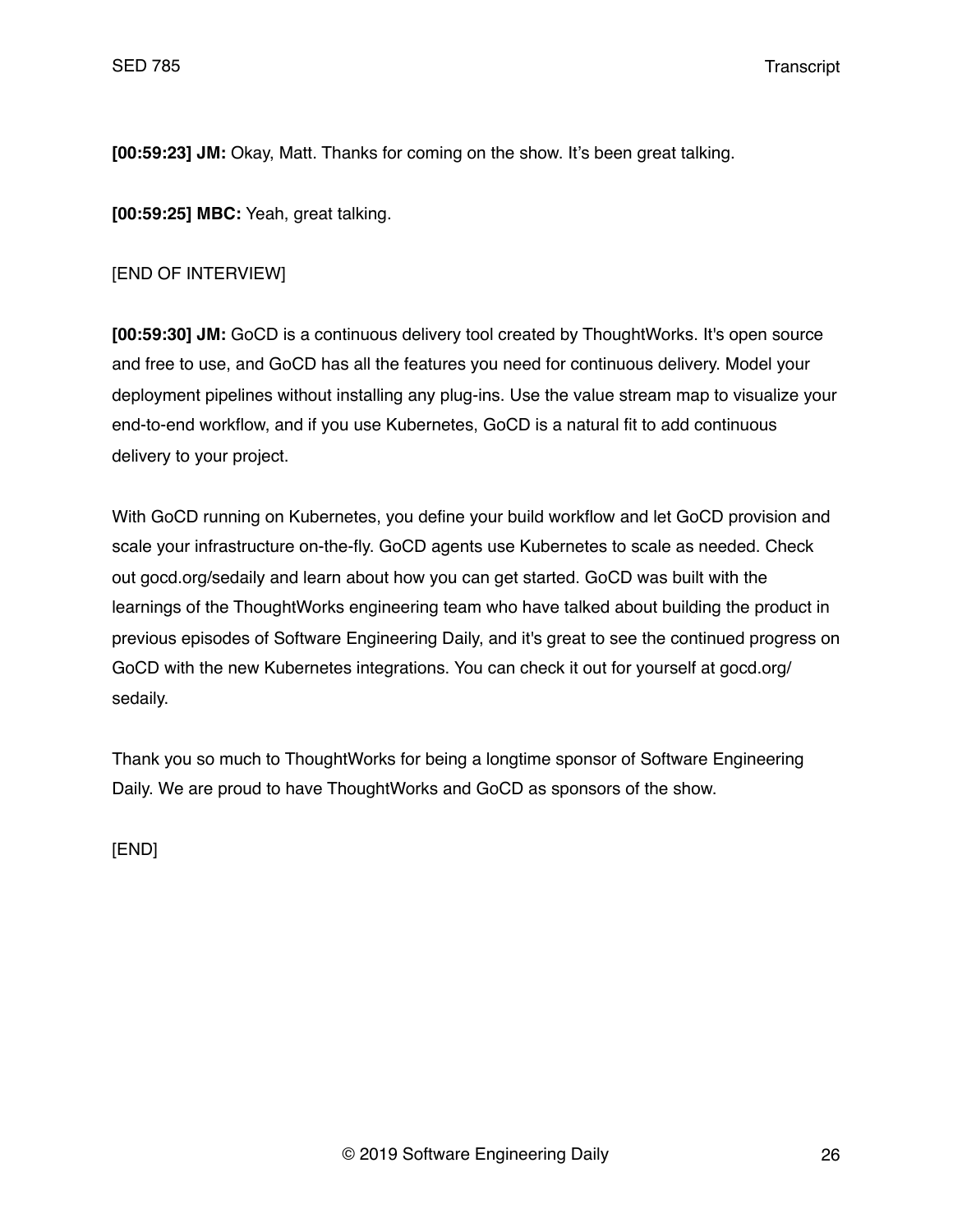**[00:59:23] JM:** Okay, Matt. Thanks for coming on the show. It's been great talking.

**[00:59:25] MBC:** Yeah, great talking.

[END OF INTERVIEW]

**[00:59:30] JM:** GoCD is a continuous delivery tool created by ThoughtWorks. It's open source and free to use, and GoCD has all the features you need for continuous delivery. Model your deployment pipelines without installing any plug-ins. Use the value stream map to visualize your end-to-end workflow, and if you use Kubernetes, GoCD is a natural fit to add continuous delivery to your project.

With GoCD running on Kubernetes, you define your build workflow and let GoCD provision and scale your infrastructure on-the-fly. GoCD agents use Kubernetes to scale as needed. Check out gocd.org/sedaily and learn about how you can get started. GoCD was built with the learnings of the ThoughtWorks engineering team who have talked about building the product in previous episodes of Software Engineering Daily, and it's great to see the continued progress on GoCD with the new Kubernetes integrations. You can check it out for yourself at gocd.org/sedaily.

Thank you so much to ThoughtWorks for being a longtime sponsor of Software Engineering Daily. We are proud to have ThoughtWorks and GoCD as sponsors of the show.

[END]